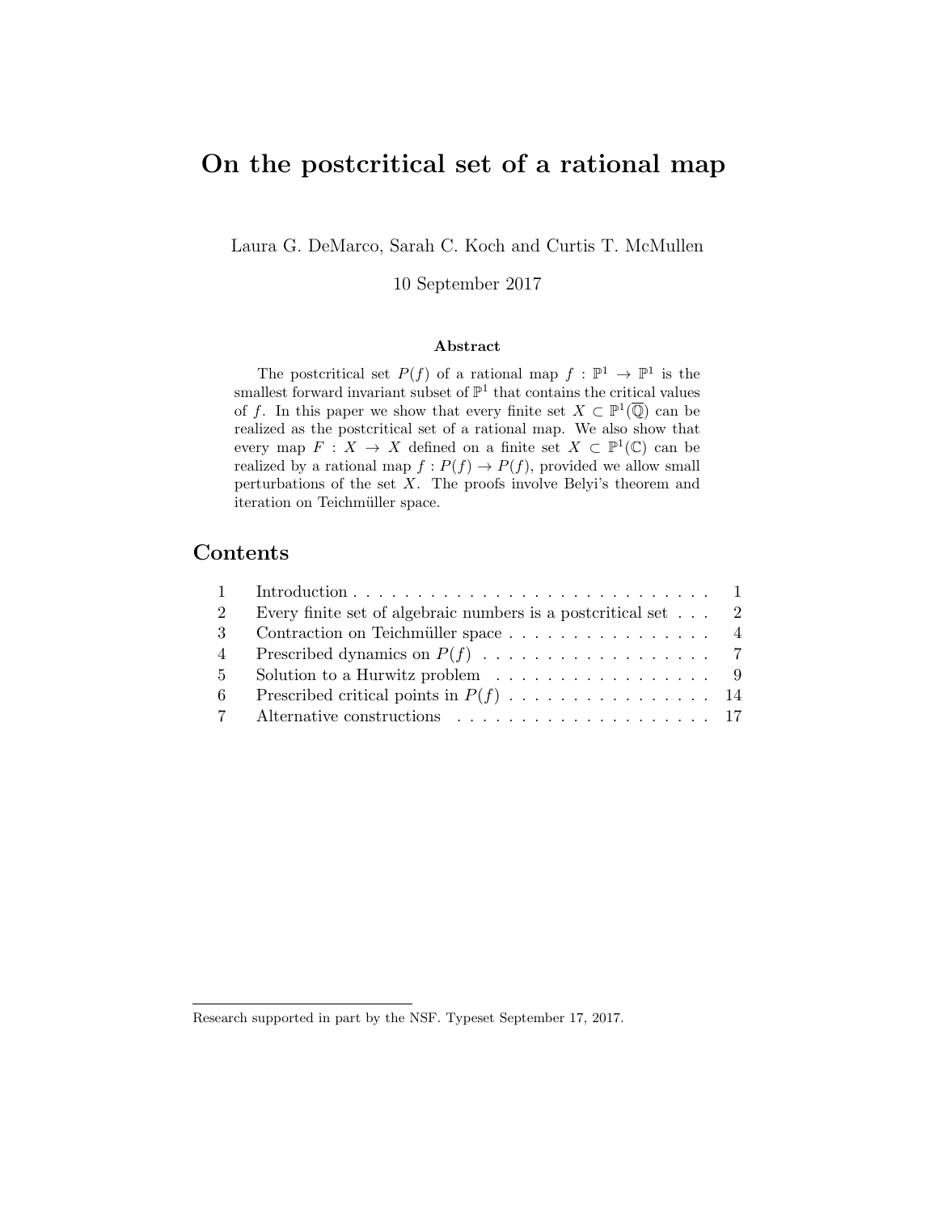# On the postcritical set of a rational map

Laura G. DeMarco, Sarah C. Koch and Curtis T. McMullen

10 September 2017

### Abstract

The postcritical set $P(f)$ of a rational map $f : \mathbb{P}^1 \to \mathbb{P}^1$ is the smallest forward invariant subset of $\mathbb{P}^1$ that contains the critical values of $f$. In this paper we show that every finite set $X \subset \mathbb{P}^1(\overline{\mathbb{Q}})$ can be realized as the postcritical set of a rational map. We also show that every map $F : X \to X$ defined on a finite set $X \subset \mathbb{P}^1(\mathbb{C})$ can be realized by a rational map $f : P(f) \to P(f)$, provided we allow small perturbations of the set $X$. The proofs involve Belyi's theorem and iteration on Teichmüller space.

## Contents

| | | |
|---|---|---|
| 1 | Introduction | 1 |
| 2 | Every finite set of algebraic numbers is a postcritical set | 2 |
| 3 | Contraction on Teichmüller space | 4 |
| 4 | Prescribed dynamics on $P(f)$ | 7 |
| 5 | Solution to a Hurwitz problem | 9 |
| 6 | Prescribed critical points in $P(f)$ | 14 |
| 7 | Alternative constructions | 17 |

Research supported in part by the NSF. Typeset September 17, 2017.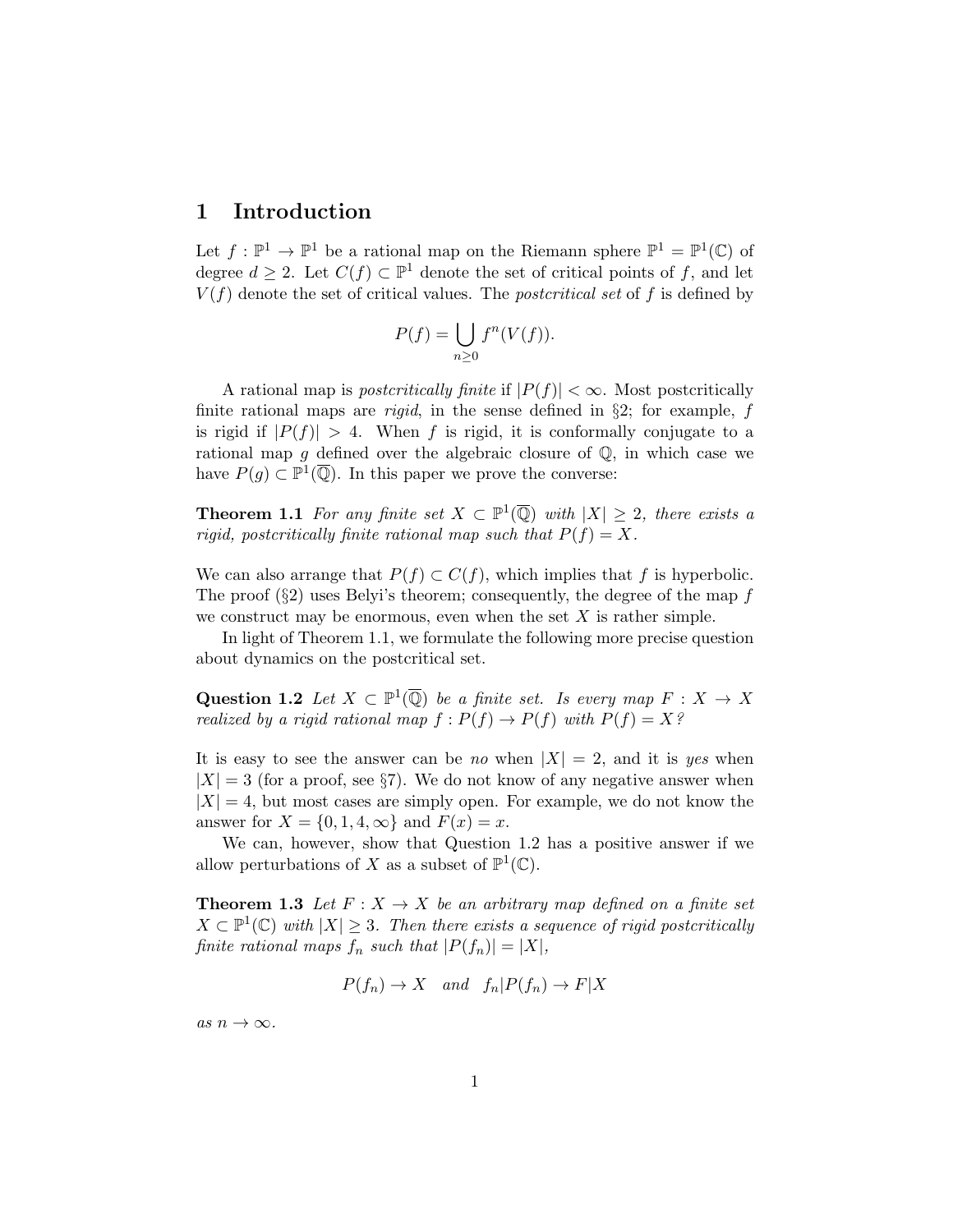# 1 Introduction

Let $f : \mathbb{P}^1 \to \mathbb{P}^1$ be a rational map on the Riemann sphere $\mathbb{P}^1 = \mathbb{P}^1(\mathbb{C})$ of degree $d \geq 2$. Let $C(f) \subset \mathbb{P}^1$ denote the set of critical points of $f$, and let $V(f)$ denote the set of critical values. The *postcritical set* of $f$ is defined by

$$P(f) = \bigcup_{n \geq 0} f^n(V(f)).$$

A rational map is *postcritically finite* if $|P(f)| < \infty$. Most postcritically finite rational maps are *rigid*, in the sense defined in §2; for example, $f$ is rigid if $|P(f)| > 4$. When $f$ is rigid, it is conformally conjugate to a rational map $g$ defined over the algebraic closure of $\mathbb{Q}$, in which case we have $P(g) \subset \mathbb{P}^1(\overline{\mathbb{Q}})$. In this paper we prove the converse:

**Theorem 1.1** *For any finite set $X \subset \mathbb{P}^1(\overline{\mathbb{Q}})$ with $|X| \geq 2$, there exists a rigid, postcritically finite rational map such that $P(f) = X$.*

We can also arrange that $P(f) \subset C(f)$, which implies that $f$ is hyperbolic. The proof (§2) uses Belyi's theorem; consequently, the degree of the map $f$ we construct may be enormous, even when the set $X$ is rather simple.

In light of Theorem 1.1, we formulate the following more precise question about dynamics on the postcritical set.

**Question 1.2** *Let $X \subset \mathbb{P}^1(\overline{\mathbb{Q}})$ be a finite set. Is every map $F : X \to X$ realized by a rigid rational map $f : P(f) \to P(f)$ with $P(f) = X$?*

It is easy to see the answer can be *no* when $|X| = 2$, and it is *yes* when $|X| = 3$ (for a proof, see §7). We do not know of any negative answer when $|X| = 4$, but most cases are simply open. For example, we do not know the answer for $X = \{0, 1, 4, \infty\}$ and $F(x) = x$.

We can, however, show that Question 1.2 has a positive answer if we allow perturbations of $X$ as a subset of $\mathbb{P}^1(\mathbb{C})$.

**Theorem 1.3** *Let $F : X \to X$ be an arbitrary map defined on a finite set $X \subset \mathbb{P}^1(\mathbb{C})$ with $|X| \geq 3$. Then there exists a sequence of rigid postcritically finite rational maps $f_n$ such that $|P(f_n)| = |X|$,*

$$P(f_n) \to X \quad \text{and} \quad f_n|P(f_n) \to F|X$$

*as $n \to \infty$.*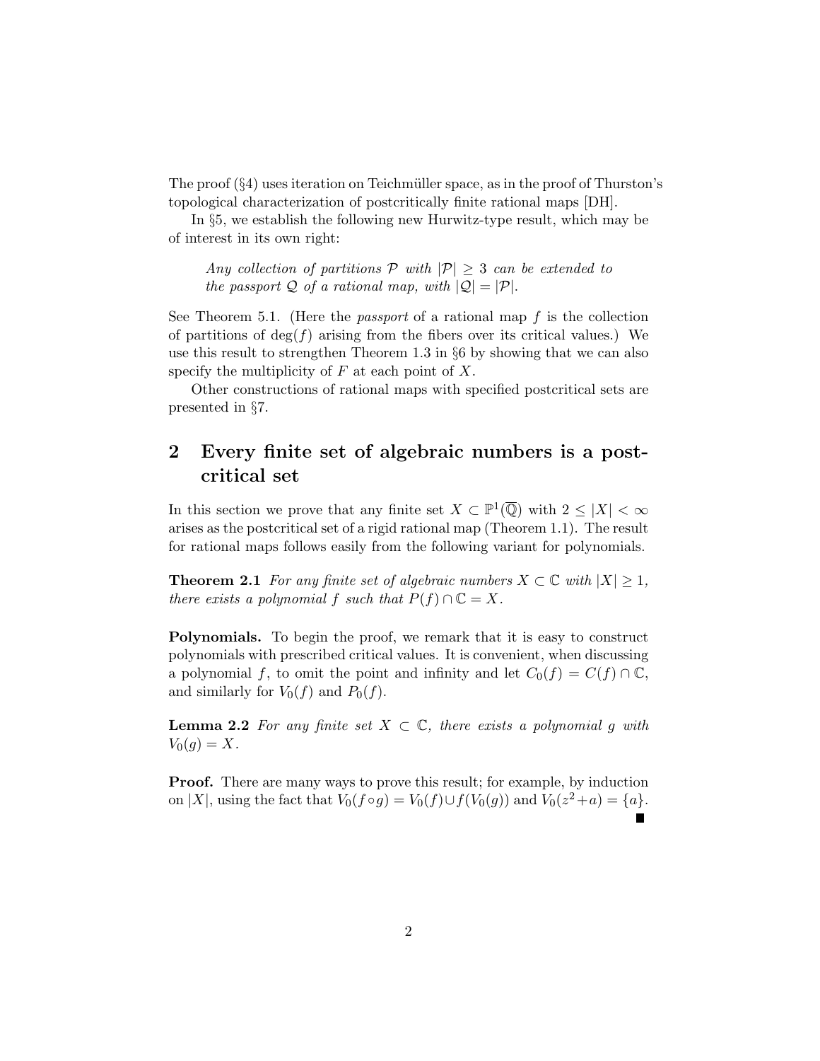The proof (§4) uses iteration on Teichmüller space, as in the proof of Thurston's topological characterization of postcritically finite rational maps [DH].

In §5, we establish the following new Hurwitz-type result, which may be of interest in its own right:

> *Any collection of partitions $\mathcal{P}$ with $|\mathcal{P}| \geq 3$ can be extended to the passport $\mathcal{Q}$ of a rational map, with $|\mathcal{Q}| = |\mathcal{P}|$.*

See Theorem 5.1. (Here the *passport* of a rational map $f$ is the collection of partitions of $\deg(f)$ arising from the fibers over its critical values.) We use this result to strengthen Theorem 1.3 in §6 by showing that we can also specify the multiplicity of $F$ at each point of $X$.

Other constructions of rational maps with specified postcritical sets are presented in §7.

## 2 Every finite set of algebraic numbers is a postcritical set

In this section we prove that any finite set $X \subset \mathbb{P}^1(\overline{\mathbb{Q}})$ with $2 \leq |X| < \infty$ arises as the postcritical set of a rigid rational map (Theorem 1.1). The result for rational maps follows easily from the following variant for polynomials.

**Theorem 2.1** *For any finite set of algebraic numbers $X \subset \mathbb{C}$ with $|X| \geq 1$, there exists a polynomial $f$ such that $P(f) \cap \mathbb{C} = X$.*

**Polynomials.** To begin the proof, we remark that it is easy to construct polynomials with prescribed critical values. It is convenient, when discussing a polynomial $f$, to omit the point and infinity and let $C_0(f) = C(f) \cap \mathbb{C}$, and similarly for $V_0(f)$ and $P_0(f)$.

**Lemma 2.2** *For any finite set $X \subset \mathbb{C}$, there exists a polynomial $g$ with $V_0(g) = X$.*

**Proof.** There are many ways to prove this result; for example, by induction on $|X|$, using the fact that $V_0(f \circ g) = V_0(f) \cup f(V_0(g))$ and $V_0(z^2+a) = \{a\}$. ∎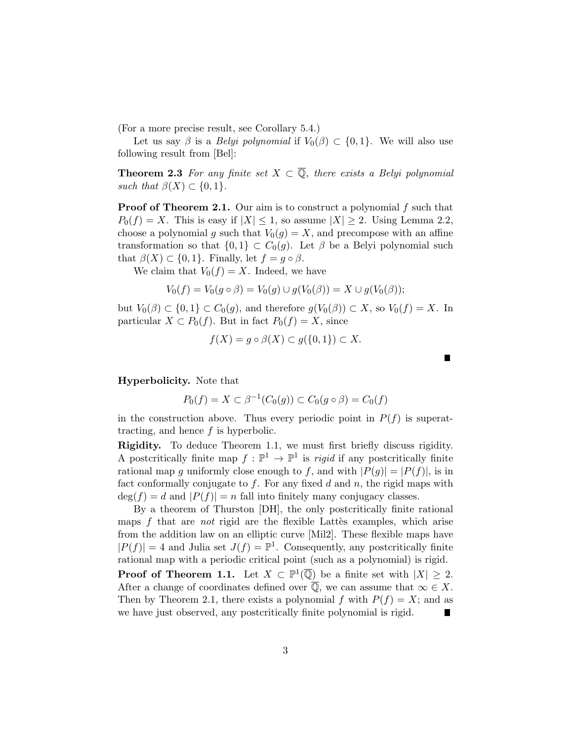(For a more precise result, see Corollary 5.4.)

Let us say $\beta$ is a *Belyi polynomial* if $V_0(\beta) \subset \{0,1\}$. We will also use following result from [Bel]:

**Theorem 2.3** *For any finite set $X \subset \overline{\mathbb{Q}}$, there exists a Belyi polynomial such that $\beta(X) \subset \{0,1\}$.*

**Proof of Theorem 2.1.** Our aim is to construct a polynomial $f$ such that $P_0(f) = X$. This is easy if $|X| \le 1$, so assume $|X| \ge 2$. Using Lemma 2.2, choose a polynomial $g$ such that $V_0(g) = X$, and precompose with an affine transformation so that $\{0,1\} \subset C_0(g)$. Let $\beta$ be a Belyi polynomial such that $\beta(X) \subset \{0,1\}$. Finally, let $f = g \circ \beta$.

We claim that $V_0(f) = X$. Indeed, we have

$$V_0(f) = V_0(g \circ \beta) = V_0(g) \cup g(V_0(\beta)) = X \cup g(V_0(\beta));$$

but $V_0(\beta) \subset \{0,1\} \subset C_0(g)$, and therefore $g(V_0(\beta)) \subset X$, so $V_0(f) = X$. In particular $X \subset P_0(f)$. But in fact $P_0(f) = X$, since

$$f(X) = g \circ \beta(X) \subset g(\{0,1\}) \subset X.$$

■

**Hyperbolicity.** Note that

$$P_0(f) = X \subset \beta^{-1}(C_0(g)) \subset C_0(g \circ \beta) = C_0(f)$$

in the construction above. Thus every periodic point in $P(f)$ is superattracting, and hence $f$ is hyperbolic.

**Rigidity.** To deduce Theorem 1.1, we must first briefly discuss rigidity. A postcritically finite map $f : \mathbb{P}^1 \to \mathbb{P}^1$ is *rigid* if any postcritically finite rational map $g$ uniformly close enough to $f$, and with $|P(g)| = |P(f)|$, is in fact conformally conjugate to $f$. For any fixed $d$ and $n$, the rigid maps with $\deg(f) = d$ and $|P(f)| = n$ fall into finitely many conjugacy classes.

By a theorem of Thurston [DH], the only postcritically finite rational maps $f$ that are *not* rigid are the flexible Lattès examples, which arise from the addition law on an elliptic curve [Mil2]. These flexible maps have $|P(f)| = 4$ and Julia set $J(f) = \mathbb{P}^1$. Consequently, any postcritically finite rational map with a periodic critical point (such as a polynomial) is rigid.

**Proof of Theorem 1.1.** Let $X \subset \mathbb{P}^1(\overline{\mathbb{Q}})$ be a finite set with $|X| \ge 2$. After a change of coordinates defined over $\overline{\mathbb{Q}}$, we can assume that $\infty \in X$. Then by Theorem 2.1, there exists a polynomial $f$ with $P(f) = X$; and as we have just observed, any postcritically finite polynomial is rigid. ■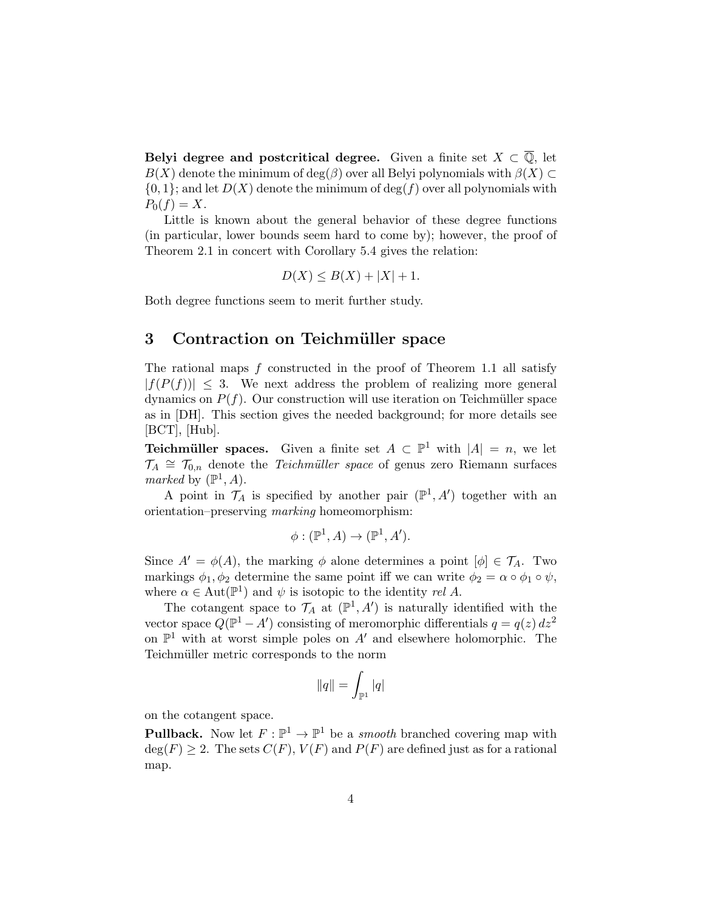**Belyi degree and postcritical degree.** Given a finite set $X \subset \overline{\mathbb{Q}}$, let $B(X)$ denote the minimum of $\deg(\beta)$ over all Belyi polynomials with $\beta(X) \subset \{0,1\}$; and let $D(X)$ denote the minimum of $\deg(f)$ over all polynomials with $P_0(f) = X$.

Little is known about the general behavior of these degree functions (in particular, lower bounds seem hard to come by); however, the proof of Theorem 2.1 in concert with Corollary 5.4 gives the relation:

$$D(X) \le B(X) + |X| + 1.$$

Both degree functions seem to merit further study.

## 3 Contraction on Teichmüller space

The rational maps $f$ constructed in the proof of Theorem 1.1 all satisfy $|f(P(f))| \le 3$. We next address the problem of realizing more general dynamics on $P(f)$. Our construction will use iteration on Teichmüller space as in [DH]. This section gives the needed background; for more details see [BCT], [Hub].

**Teichmüller spaces.** Given a finite set $A \subset \mathbb{P}^1$ with $|A| = n$, we let $\mathcal{T}_A \cong \mathcal{T}_{0,n}$ denote the *Teichmüller space* of genus zero Riemann surfaces *marked* by $(\mathbb{P}^1, A)$.

A point in $\mathcal{T}_A$ is specified by another pair $(\mathbb{P}^1, A')$ together with an orientation–preserving *marking* homeomorphism:

$$\phi : (\mathbb{P}^1, A) \to (\mathbb{P}^1, A').$$

Since $A' = \phi(A)$, the marking $\phi$ alone determines a point $[\phi] \in \mathcal{T}_A$. Two markings $\phi_1, \phi_2$ determine the same point iff we can write $\phi_2 = \alpha \circ \phi_1 \circ \psi$, where $\alpha \in \operatorname{Aut}(\mathbb{P}^1)$ and $\psi$ is isotopic to the identity *rel* $A$.

The cotangent space to $\mathcal{T}_A$ at $(\mathbb{P}^1, A')$ is naturally identified with the vector space $Q(\mathbb{P}^1 - A')$ consisting of meromorphic differentials $q = q(z)\,dz^2$ on $\mathbb{P}^1$ with at worst simple poles on $A'$ and elsewhere holomorphic. The Teichmüller metric corresponds to the norm

$$\|q\| = \int_{\mathbb{P}^1} |q|$$

on the cotangent space.

**Pullback.** Now let $F : \mathbb{P}^1 \to \mathbb{P}^1$ be a *smooth* branched covering map with $\deg(F) \ge 2$. The sets $C(F)$, $V(F)$ and $P(F)$ are defined just as for a rational map.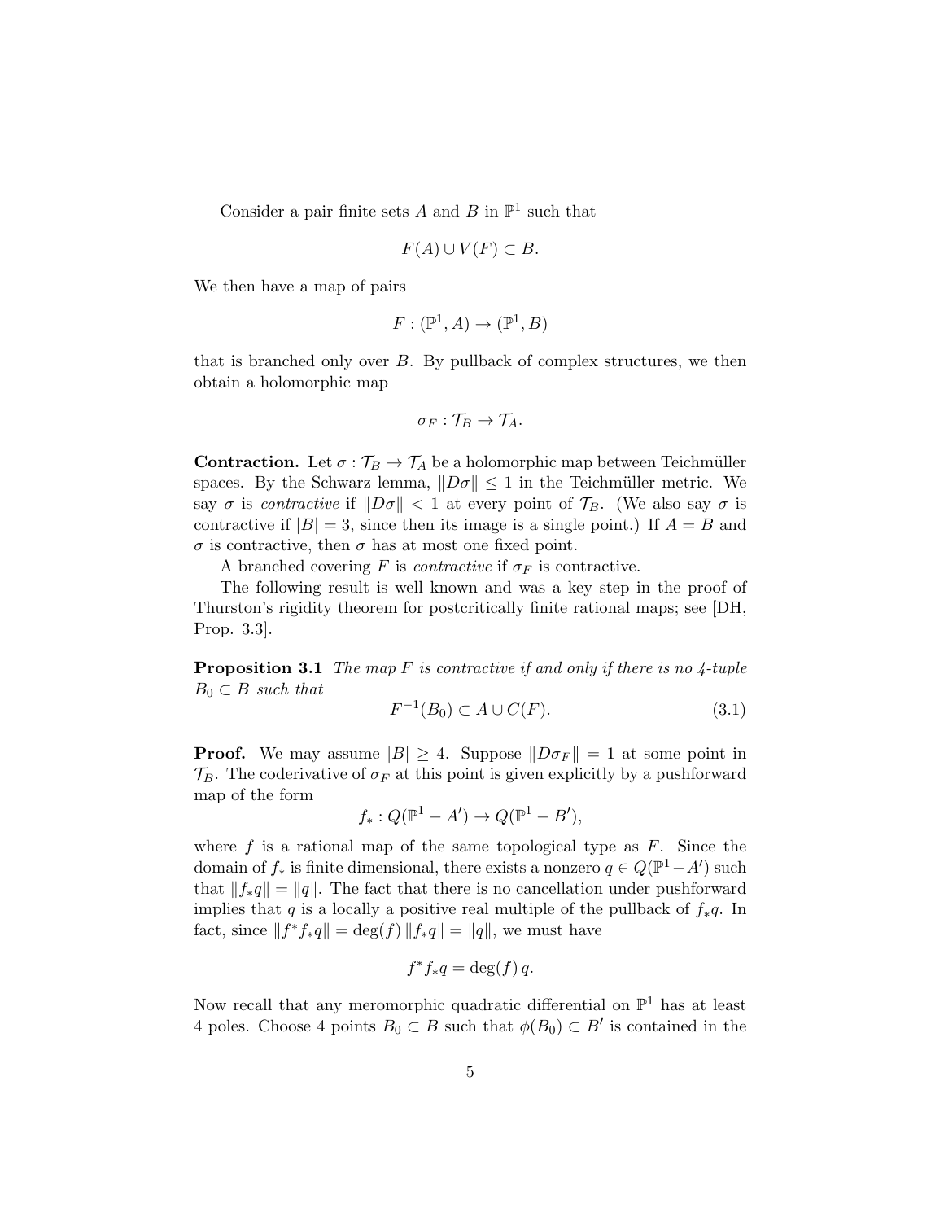Consider a pair finite sets $A$ and $B$ in $\mathbb{P}^1$ such that

$$F(A) \cup V(F) \subset B.$$

We then have a map of pairs

$$F : (\mathbb{P}^1, A) \to (\mathbb{P}^1, B)$$

that is branched only over $B$. By pullback of complex structures, we then obtain a holomorphic map

$$\sigma_F : \mathcal{T}_B \to \mathcal{T}_A.$$

**Contraction.** Let $\sigma : \mathcal{T}_B \to \mathcal{T}_A$ be a holomorphic map between Teichmüller spaces. By the Schwarz lemma, $\|D\sigma\| \leq 1$ in the Teichmüller metric. We say $\sigma$ is *contractive* if $\|D\sigma\| < 1$ at every point of $\mathcal{T}_B$. (We also say $\sigma$ is contractive if $|B| = 3$, since then its image is a single point.) If $A = B$ and $\sigma$ is contractive, then $\sigma$ has at most one fixed point.

A branched covering $F$ is *contractive* if $\sigma_F$ is contractive.

The following result is well known and was a key step in the proof of Thurston's rigidity theorem for postcritically finite rational maps; see [DH, Prop. 3.3].

**Proposition 3.1** *The map $F$ is contractive if and only if there is no 4-tuple $B_0 \subset B$ such that*

$$F^{-1}(B_0) \subset A \cup C(F). \tag{3.1}$$

**Proof.** We may assume $|B| \geq 4$. Suppose $\|D\sigma_F\| = 1$ at some point in $\mathcal{T}_B$. The coderivative of $\sigma_F$ at this point is given explicitly by a pushforward map of the form

$$f_* : Q(\mathbb{P}^1 - A') \to Q(\mathbb{P}^1 - B'),$$

where $f$ is a rational map of the same topological type as $F$. Since the domain of $f_*$ is finite dimensional, there exists a nonzero $q \in Q(\mathbb{P}^1 - A')$ such that $\|f_* q\| = \|q\|$. The fact that there is no cancellation under pushforward implies that $q$ is a locally a positive real multiple of the pullback of $f_* q$. In fact, since $\|f^* f_* q\| = \deg(f) \|f_* q\| = \|q\|$, we must have

$$f^* f_* q = \deg(f)\, q.$$

Now recall that any meromorphic quadratic differential on $\mathbb{P}^1$ has at least 4 poles. Choose 4 points $B_0 \subset B$ such that $\phi(B_0) \subset B'$ is contained in the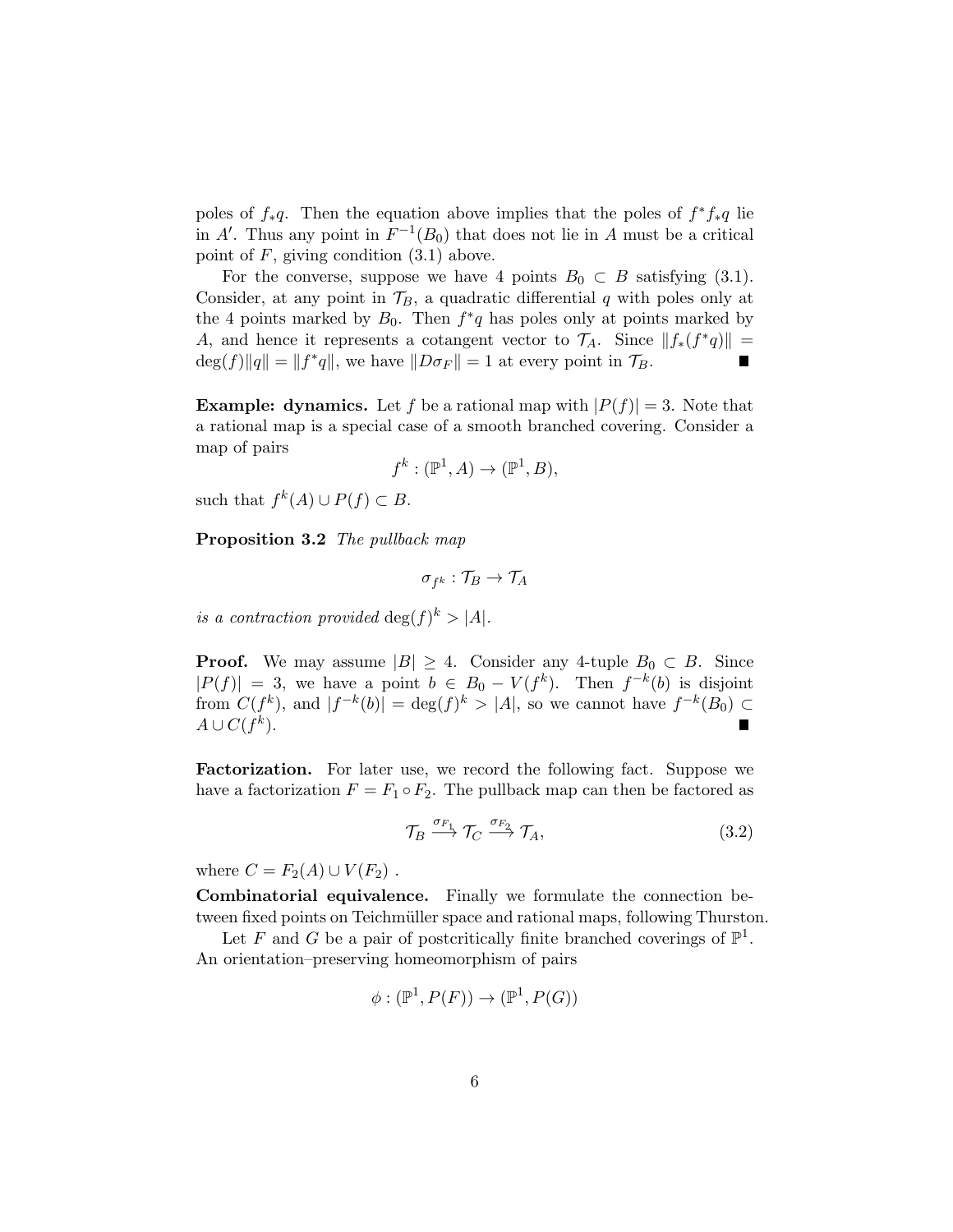poles of $f_* q$. Then the equation above implies that the poles of $f^* f_* q$ lie in $A'$. Thus any point in $F^{-1}(B_0)$ that does not lie in $A$ must be a critical point of $F$, giving condition (3.1) above.

For the converse, suppose we have 4 points $B_0 \subset B$ satisfying (3.1). Consider, at any point in $\mathcal{T}_B$, a quadratic differential $q$ with poles only at the 4 points marked by $B_0$. Then $f^* q$ has poles only at points marked by $A$, and hence it represents a cotangent vector to $\mathcal{T}_A$. Since $\|f_*(f^* q)\| = \deg(f)\|q\| = \|f^* q\|$, we have $\|D\sigma_F\| = 1$ at every point in $\mathcal{T}_B$. ■

**Example: dynamics.** Let $f$ be a rational map with $|P(f)| = 3$. Note that a rational map is a special case of a smooth branched covering. Consider a map of pairs

$$f^k : (\mathbb{P}^1, A) \to (\mathbb{P}^1, B),$$

such that $f^k(A) \cup P(f) \subset B$.

**Proposition 3.2** *The pullback map*

$$\sigma_{f^k} : \mathcal{T}_B \to \mathcal{T}_A$$

*is a contraction provided* $\deg(f)^k > |A|$.

**Proof.** We may assume $|B| \geq 4$. Consider any 4-tuple $B_0 \subset B$. Since $|P(f)| = 3$, we have a point $b \in B_0 - V(f^k)$. Then $f^{-k}(b)$ is disjoint from $C(f^k)$, and $|f^{-k}(b)| = \deg(f)^k > |A|$, so we cannot have $f^{-k}(B_0) \subset A \cup C(f^k)$. ■

**Factorization.** For later use, we record the following fact. Suppose we have a factorization $F = F_1 \circ F_2$. The pullback map can then be factored as

$$\mathcal{T}_B \xrightarrow{\sigma_{F_1}} \mathcal{T}_C \xrightarrow{\sigma_{F_2}} \mathcal{T}_A, \tag{3.2}$$

where $C = F_2(A) \cup V(F_2)$ .

**Combinatorial equivalence.** Finally we formulate the connection between fixed points on Teichmüller space and rational maps, following Thurston.

Let $F$ and $G$ be a pair of postcritically finite branched coverings of $\mathbb{P}^1$. An orientation–preserving homeomorphism of pairs

$$\phi : (\mathbb{P}^1, P(F)) \to (\mathbb{P}^1, P(G))$$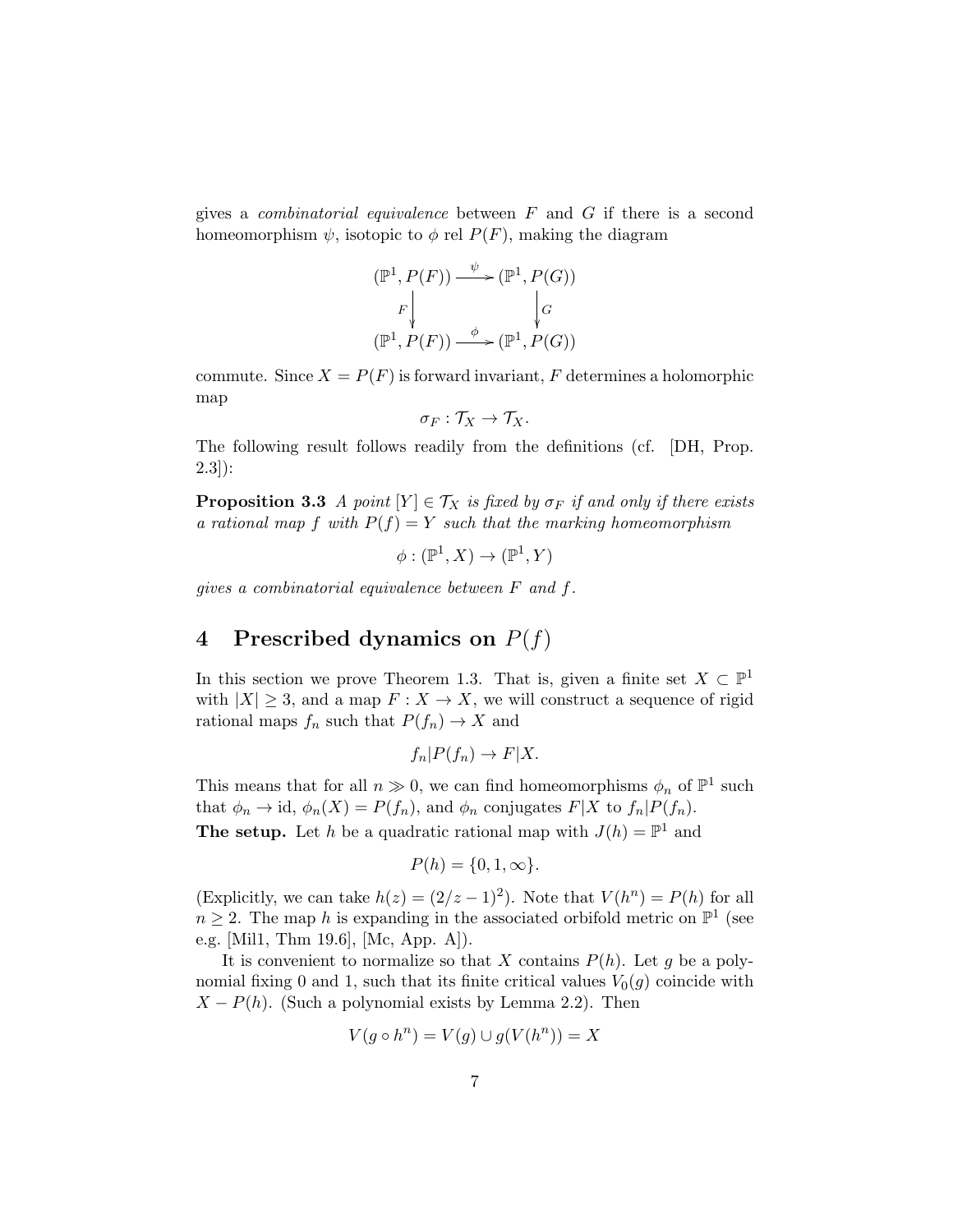gives a *combinatorial equivalence* between $F$ and $G$ if there is a second homeomorphism $\psi$, isotopic to $\phi$ rel $P(F)$, making the diagram

$$\begin{array}{ccc} (\mathbb{P}^1, P(F)) & \xrightarrow{\psi} & (\mathbb{P}^1, P(G)) \\ F \downarrow & & \downarrow G \\ (\mathbb{P}^1, P(F)) & \xrightarrow{\phi} & (\mathbb{P}^1, P(G)) \end{array}$$

commute. Since $X = P(F)$ is forward invariant, $F$ determines a holomorphic map

$$\sigma_F : \mathcal{T}_X \to \mathcal{T}_X.$$

The following result follows readily from the definitions (cf. [DH, Prop. 2.3]):

**Proposition 3.3** *A point $[Y] \in \mathcal{T}_X$ is fixed by $\sigma_F$ if and only if there exists a rational map $f$ with $P(f) = Y$ such that the marking homeomorphism*

$$\phi : (\mathbb{P}^1, X) \to (\mathbb{P}^1, Y)$$

*gives a combinatorial equivalence between $F$ and $f$.*

## 4 Prescribed dynamics on $P(f)$

In this section we prove Theorem 1.3. That is, given a finite set $X \subset \mathbb{P}^1$ with $|X| \geq 3$, and a map $F : X \to X$, we will construct a sequence of rigid rational maps $f_n$ such that $P(f_n) \to X$ and

$$f_n | P(f_n) \to F | X.$$

This means that for all $n \gg 0$, we can find homeomorphisms $\phi_n$ of $\mathbb{P}^1$ such that $\phi_n \to \mathrm{id}$, $\phi_n(X) = P(f_n)$, and $\phi_n$ conjugates $F|X$ to $f_n|P(f_n)$.

**The setup.** Let $h$ be a quadratic rational map with $J(h) = \mathbb{P}^1$ and

$$P(h) = \{0, 1, \infty\}.$$

(Explicitly, we can take $h(z) = (2/z - 1)^2$). Note that $V(h^n) = P(h)$ for all $n \geq 2$. The map $h$ is expanding in the associated orbifold metric on $\mathbb{P}^1$ (see e.g. [Mil1, Thm 19.6], [Mc, App. A]).

It is convenient to normalize so that $X$ contains $P(h)$. Let $g$ be a polynomial fixing 0 and 1, such that its finite critical values $V_0(g)$ coincide with $X - P(h)$. (Such a polynomial exists by Lemma 2.2). Then

$$V(g \circ h^n) = V(g) \cup g(V(h^n)) = X$$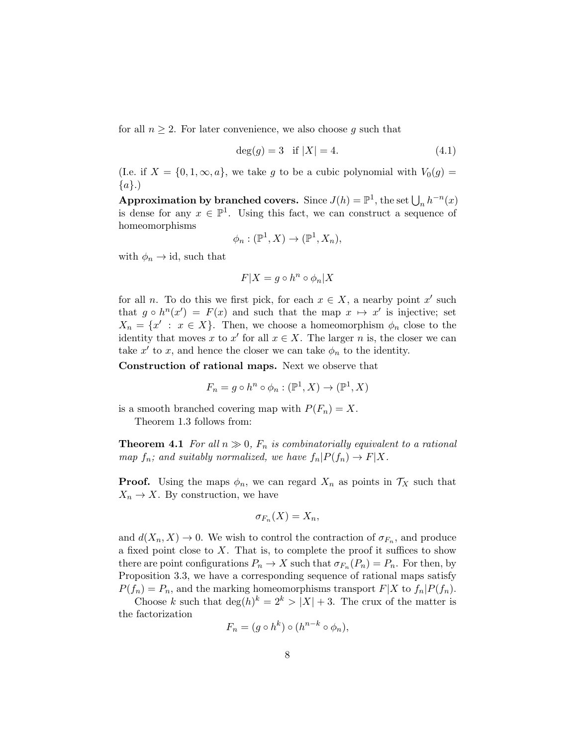for all $n \geq 2$. For later convenience, we also choose $g$ such that

$$\deg(g) = 3 \quad \text{if } |X| = 4. \tag{4.1}$$

(I.e. if $X = \{0, 1, \infty, a\}$, we take $g$ to be a cubic polynomial with $V_0(g) = \{a\}$.)

**Approximation by branched covers.** Since $J(h) = \mathbb{P}^1$, the set $\bigcup_n h^{-n}(x)$ is dense for any $x \in \mathbb{P}^1$. Using this fact, we can construct a sequence of homeomorphisms

$$\phi_n : (\mathbb{P}^1, X) \to (\mathbb{P}^1, X_n),$$

with $\phi_n \to \text{id}$, such that

$$F|X = g \circ h^n \circ \phi_n|X$$

for all $n$. To do this we first pick, for each $x \in X$, a nearby point $x'$ such that $g \circ h^n(x') = F(x)$ and such that the map $x \mapsto x'$ is injective; set $X_n = \{x' : x \in X\}$. Then, we choose a homeomorphism $\phi_n$ close to the identity that moves $x$ to $x'$ for all $x \in X$. The larger $n$ is, the closer we can take $x'$ to $x$, and hence the closer we can take $\phi_n$ to the identity.

**Construction of rational maps.** Next we observe that

$$F_n = g \circ h^n \circ \phi_n : (\mathbb{P}^1, X) \to (\mathbb{P}^1, X)$$

is a smooth branched covering map with $P(F_n) = X$.

Theorem 1.3 follows from:

**Theorem 4.1** *For all $n \gg 0$, $F_n$ is combinatorially equivalent to a rational map $f_n$; and suitably normalized, we have $f_n|P(f_n) \to F|X$.*

**Proof.** Using the maps $\phi_n$, we can regard $X_n$ as points in $\mathcal{T}_X$ such that $X_n \to X$. By construction, we have

$$\sigma_{F_n}(X) = X_n,$$

and $d(X_n, X) \to 0$. We wish to control the contraction of $\sigma_{F_n}$, and produce a fixed point close to $X$. That is, to complete the proof it suffices to show there are point configurations $P_n \to X$ such that $\sigma_{F_n}(P_n) = P_n$. For then, by Proposition 3.3, we have a corresponding sequence of rational maps satisfy $P(f_n) = P_n$, and the marking homeomorphisms transport $F|X$ to $f_n|P(f_n)$.

Choose $k$ such that $\deg(h)^k = 2^k > |X| + 3$. The crux of the matter is the factorization

$$F_n = (g \circ h^k) \circ (h^{n-k} \circ \phi_n),$$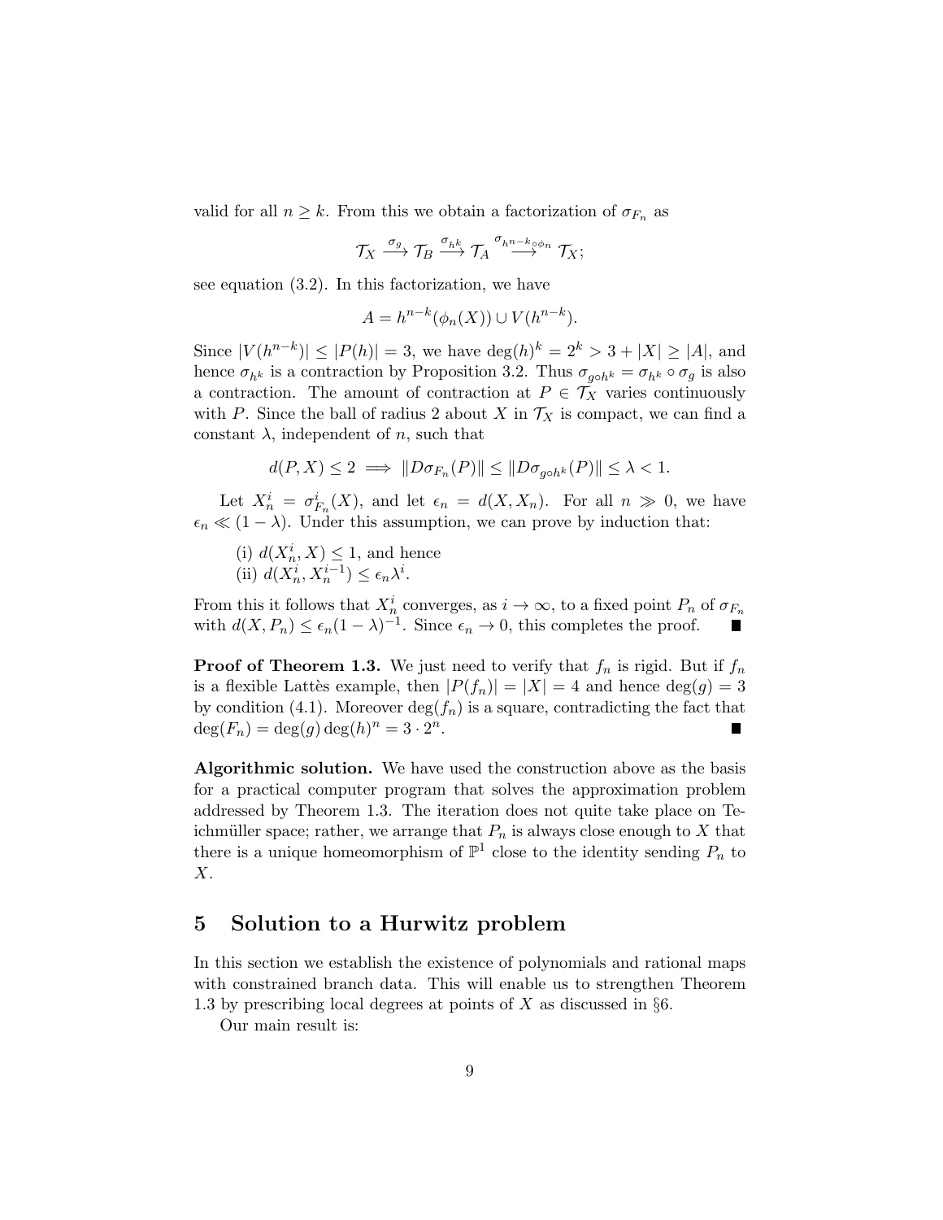valid for all $n \geq k$. From this we obtain a factorization of $\sigma_{F_n}$ as

$$\mathcal{T}_X \xrightarrow{\sigma_g} \mathcal{T}_B \xrightarrow{\sigma_{h^k}} \mathcal{T}_A \xrightarrow{\sigma_{h^{n-k}\circ\phi_n}} \mathcal{T}_X;$$

see equation (3.2). In this factorization, we have

$$A = h^{n-k}(\phi_n(X)) \cup V(h^{n-k}).$$

Since $|V(h^{n-k})| \leq |P(h)| = 3$, we have $\deg(h)^k = 2^k > 3 + |X| \geq |A|$, and hence $\sigma_{h^k}$ is a contraction by Proposition 3.2. Thus $\sigma_{g\circ h^k} = \sigma_{h^k} \circ \sigma_g$ is also a contraction. The amount of contraction at $P \in \mathcal{T}_X$ varies continuously with $P$. Since the ball of radius 2 about $X$ in $\mathcal{T}_X$ is compact, we can find a constant $\lambda$, independent of $n$, such that

$$d(P, X) \leq 2 \implies \|D\sigma_{F_n}(P)\| \leq \|D\sigma_{g\circ h^k}(P)\| \leq \lambda < 1.$$

Let $X_n^i = \sigma_{F_n}^i(X)$, and let $\epsilon_n = d(X, X_n)$. For all $n \gg 0$, we have $\epsilon_n \ll (1-\lambda)$. Under this assumption, we can prove by induction that:

(i) $d(X_n^i, X) \leq 1$, and hence

(ii) $d(X_n^i, X_n^{i-1}) \leq \epsilon_n \lambda^i$.

From this it follows that $X_n^i$ converges, as $i \to \infty$, to a fixed point $P_n$ of $\sigma_{F_n}$ with $d(X, P_n) \leq \epsilon_n(1-\lambda)^{-1}$. Since $\epsilon_n \to 0$, this completes the proof. ∎

**Proof of Theorem 1.3.** We just need to verify that $f_n$ is rigid. But if $f_n$ is a flexible Lattès example, then $|P(f_n)| = |X| = 4$ and hence $\deg(g) = 3$ by condition (4.1). Moreover $\deg(f_n)$ is a square, contradicting the fact that $\deg(F_n) = \deg(g)\deg(h)^n = 3 \cdot 2^n$. ∎

**Algorithmic solution.** We have used the construction above as the basis for a practical computer program that solves the approximation problem addressed by Theorem 1.3. The iteration does not quite take place on Teichmüller space; rather, we arrange that $P_n$ is always close enough to $X$ that there is a unique homeomorphism of $\mathbb{P}^1$ close to the identity sending $P_n$ to $X$.

## 5 Solution to a Hurwitz problem

In this section we establish the existence of polynomials and rational maps with constrained branch data. This will enable us to strengthen Theorem 1.3 by prescribing local degrees at points of $X$ as discussed in §6.

Our main result is: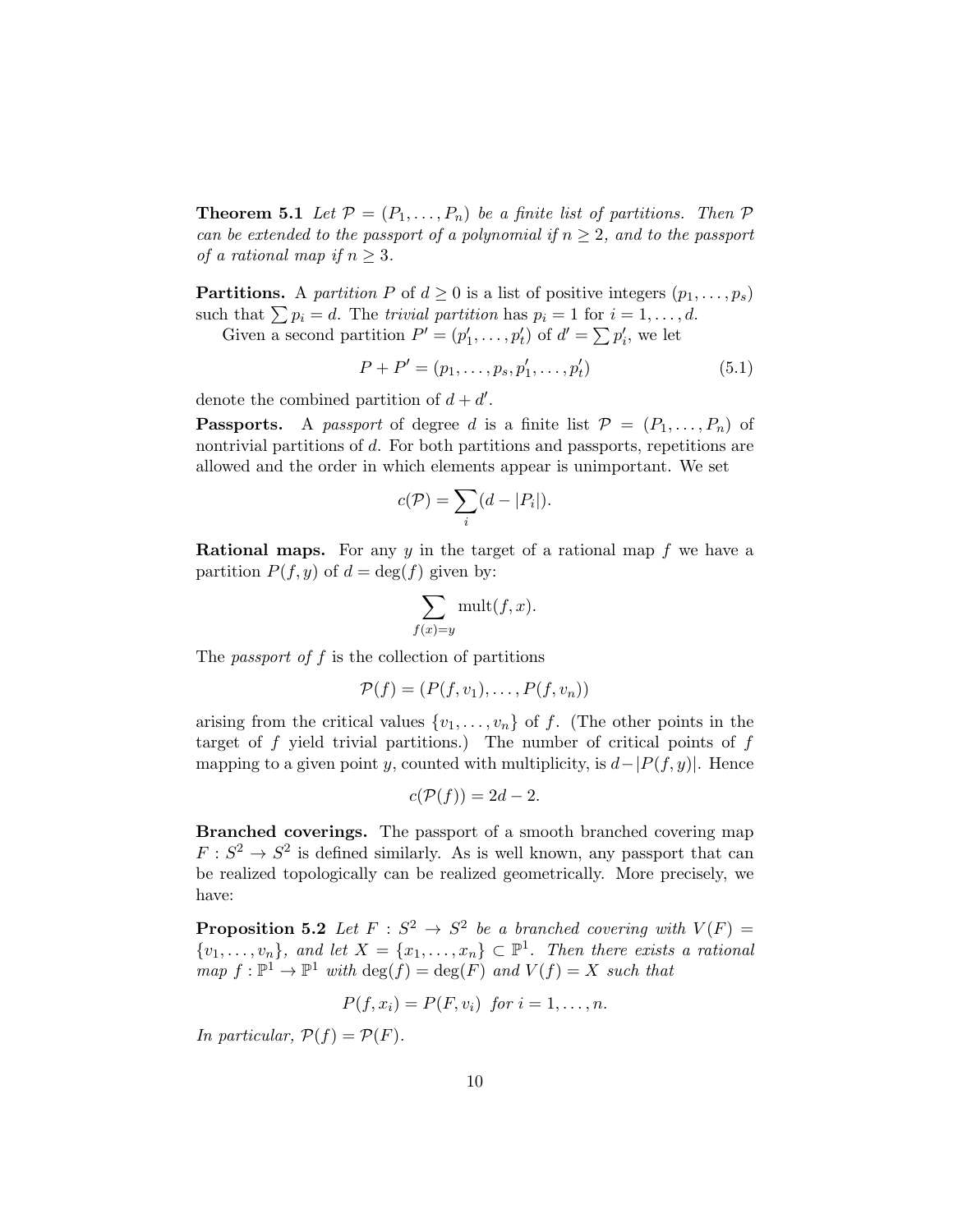**Theorem 5.1** *Let $\mathcal{P} = (P_1, \ldots, P_n)$ be a finite list of partitions. Then $\mathcal{P}$ can be extended to the passport of a polynomial if $n \geq 2$, and to the passport of a rational map if $n \geq 3$.*

**Partitions.** A *partition* $P$ of $d \geq 0$ is a list of positive integers $(p_1, \ldots, p_s)$ such that $\sum p_i = d$. The *trivial partition* has $p_i = 1$ for $i = 1, \ldots, d$.

Given a second partition $P' = (p'_1, \ldots, p'_t)$ of $d' = \sum p'_i$, we let

$$P + P' = (p_1, \ldots, p_s, p'_1, \ldots, p'_t) \tag{5.1}$$

denote the combined partition of $d + d'$.

**Passports.** A *passport* of degree $d$ is a finite list $\mathcal{P} = (P_1, \ldots, P_n)$ of nontrivial partitions of $d$. For both partitions and passports, repetitions are allowed and the order in which elements appear is unimportant. We set

$$c(\mathcal{P}) = \sum_i (d - |P_i|).$$

**Rational maps.** For any $y$ in the target of a rational map $f$ we have a partition $P(f, y)$ of $d = \deg(f)$ given by:

$$\sum_{f(x)=y} \mathrm{mult}(f, x).$$

The *passport of* $f$ is the collection of partitions

$$\mathcal{P}(f) = (P(f, v_1), \ldots, P(f, v_n))$$

arising from the critical values $\{v_1, \ldots, v_n\}$ of $f$. (The other points in the target of $f$ yield trivial partitions.) The number of critical points of $f$ mapping to a given point $y$, counted with multiplicity, is $d - |P(f, y)|$. Hence

$$c(\mathcal{P}(f)) = 2d - 2.$$

**Branched coverings.** The passport of a smooth branched covering map $F : S^2 \to S^2$ is defined similarly. As is well known, any passport that can be realized topologically can be realized geometrically. More precisely, we have:

**Proposition 5.2** *Let $F : S^2 \to S^2$ be a branched covering with $V(F) = \{v_1, \ldots, v_n\}$, and let $X = \{x_1, \ldots, x_n\} \subset \mathbb{P}^1$. Then there exists a rational map $f : \mathbb{P}^1 \to \mathbb{P}^1$ with $\deg(f) = \deg(F)$ and $V(f) = X$ such that*

$$P(f, x_i) = P(F, v_i) \text{ for } i = 1, \ldots, n.$$

*In particular, $\mathcal{P}(f) = \mathcal{P}(F)$.*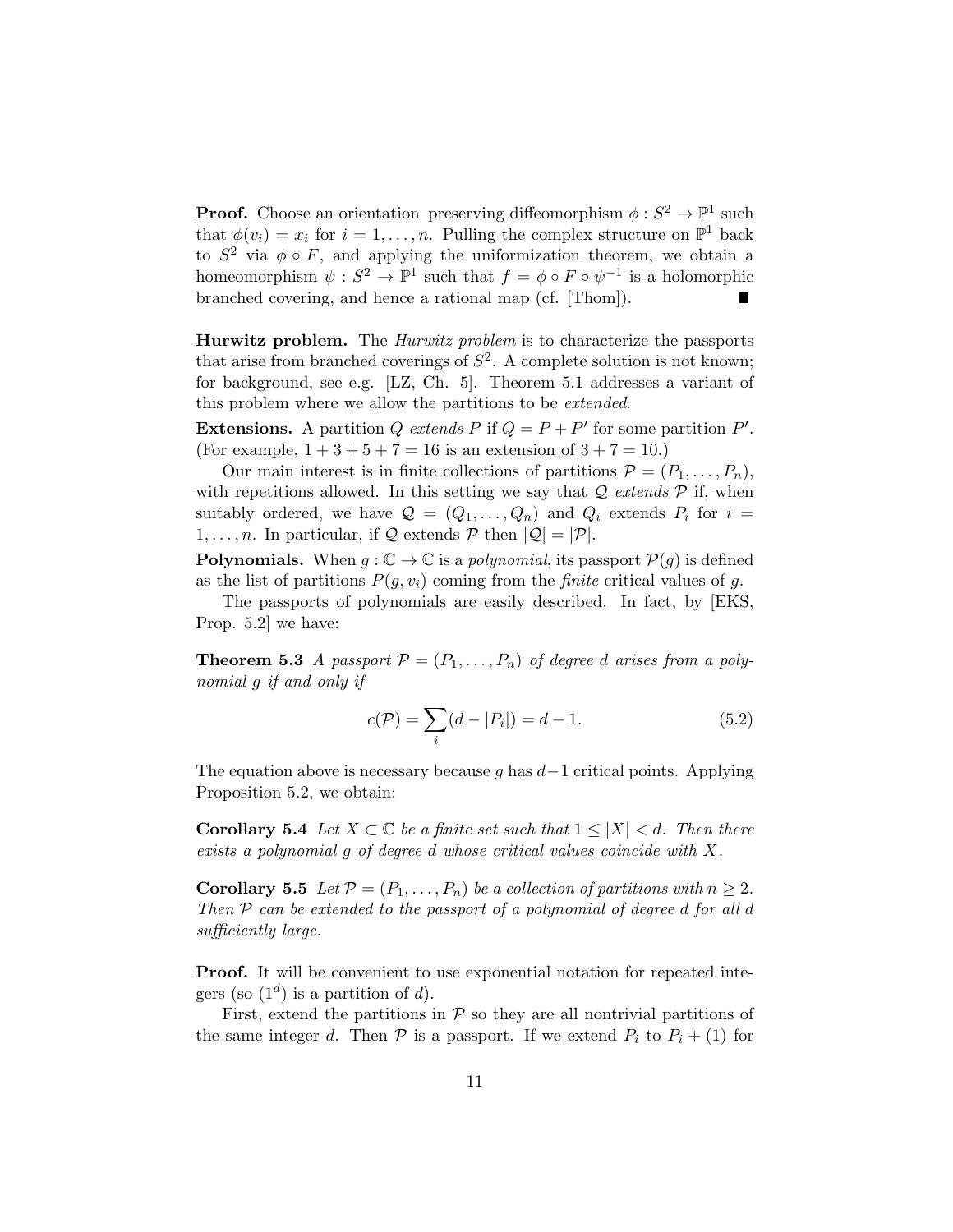**Proof.** Choose an orientation–preserving diffeomorphism $\phi : S^2 \to \mathbb{P}^1$ such that $\phi(v_i) = x_i$ for $i = 1, \ldots, n$. Pulling the complex structure on $\mathbb{P}^1$ back to $S^2$ via $\phi \circ F$, and applying the uniformization theorem, we obtain a homeomorphism $\psi : S^2 \to \mathbb{P}^1$ such that $f = \phi \circ F \circ \psi^{-1}$ is a holomorphic branched covering, and hence a rational map (cf. [Thom]). ∎

**Hurwitz problem.** The *Hurwitz problem* is to characterize the passports that arise from branched coverings of $S^2$. A complete solution is not known; for background, see e.g. [LZ, Ch. 5]. Theorem 5.1 addresses a variant of this problem where we allow the partitions to be *extended*.

**Extensions.** A partition $Q$ *extends* $P$ if $Q = P + P'$ for some partition $P'$. (For example, $1 + 3 + 5 + 7 = 16$ is an extension of $3 + 7 = 10$.)

Our main interest is in finite collections of partitions $\mathcal{P} = (P_1, \ldots, P_n)$, with repetitions allowed. In this setting we say that $\mathcal{Q}$ *extends* $\mathcal{P}$ if, when suitably ordered, we have $\mathcal{Q} = (Q_1, \ldots, Q_n)$ and $Q_i$ extends $P_i$ for $i = 1, \ldots, n$. In particular, if $\mathcal{Q}$ extends $\mathcal{P}$ then $|\mathcal{Q}| = |\mathcal{P}|$.

**Polynomials.** When $g : \mathbb{C} \to \mathbb{C}$ is a *polynomial*, its passport $\mathcal{P}(g)$ is defined as the list of partitions $P(g, v_i)$ coming from the *finite* critical values of $g$.

The passports of polynomials are easily described. In fact, by [EKS, Prop. 5.2] we have:

**Theorem 5.3** *A passport $\mathcal{P} = (P_1, \ldots, P_n)$ of degree $d$ arises from a polynomial $g$ if and only if*

$$c(\mathcal{P}) = \sum_i (d - |P_i|) = d - 1. \tag{5.2}$$

The equation above is necessary because $g$ has $d-1$ critical points. Applying Proposition 5.2, we obtain:

**Corollary 5.4** *Let $X \subset \mathbb{C}$ be a finite set such that $1 \le |X| < d$. Then there exists a polynomial $g$ of degree $d$ whose critical values coincide with $X$.*

**Corollary 5.5** *Let $\mathcal{P} = (P_1, \ldots, P_n)$ be a collection of partitions with $n \ge 2$. Then $\mathcal{P}$ can be extended to the passport of a polynomial of degree $d$ for all $d$ sufficiently large.*

**Proof.** It will be convenient to use exponential notation for repeated integers (so $(1^d)$ is a partition of $d$).

First, extend the partitions in $\mathcal{P}$ so they are all nontrivial partitions of the same integer $d$. Then $\mathcal{P}$ is a passport. If we extend $P_i$ to $P_i + (1)$ for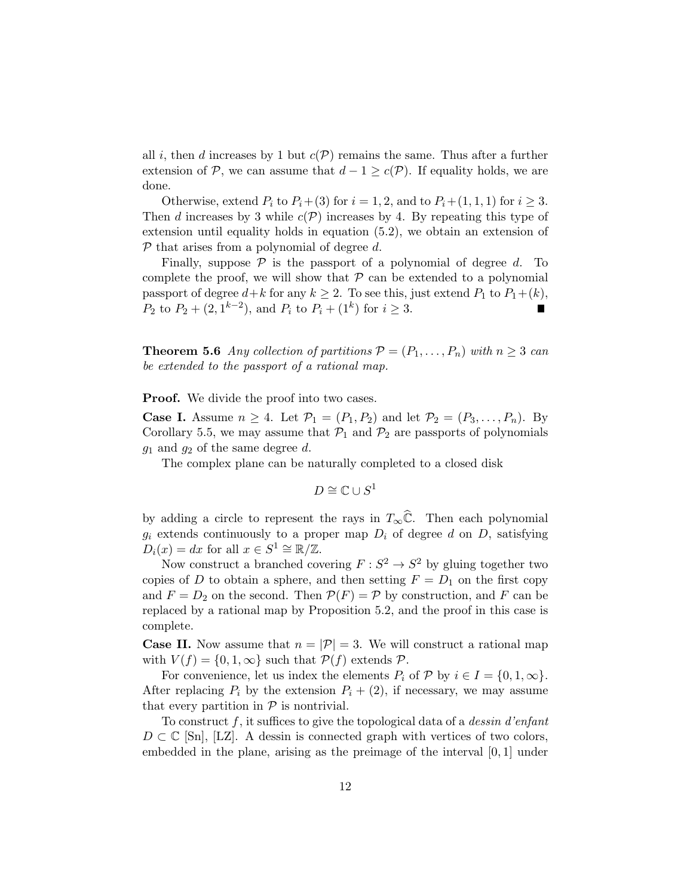all $i$, then $d$ increases by 1 but $c(\mathcal{P})$ remains the same. Thus after a further extension of $\mathcal{P}$, we can assume that $d-1 \geq c(\mathcal{P})$. If equality holds, we are done.

Otherwise, extend $P_i$ to $P_i+(3)$ for $i=1,2$, and to $P_i+(1,1,1)$ for $i \geq 3$. Then $d$ increases by 3 while $c(\mathcal{P})$ increases by 4. By repeating this type of extension until equality holds in equation (5.2), we obtain an extension of $\mathcal{P}$ that arises from a polynomial of degree $d$.

Finally, suppose $\mathcal{P}$ is the passport of a polynomial of degree $d$. To complete the proof, we will show that $\mathcal{P}$ can be extended to a polynomial passport of degree $d+k$ for any $k \geq 2$. To see this, just extend $P_1$ to $P_1+(k)$, $P_2$ to $P_2+(2,1^{k-2})$, and $P_i$ to $P_i+(1^k)$ for $i \geq 3$. ∎

**Theorem 5.6** *Any collection of partitions $\mathcal{P} = (P_1, \ldots, P_n)$ with $n \geq 3$ can be extended to the passport of a rational map.*

**Proof.** We divide the proof into two cases.

**Case I.** Assume $n \geq 4$. Let $\mathcal{P}_1 = (P_1, P_2)$ and let $\mathcal{P}_2 = (P_3, \ldots, P_n)$. By Corollary 5.5, we may assume that $\mathcal{P}_1$ and $\mathcal{P}_2$ are passports of polynomials $g_1$ and $g_2$ of the same degree $d$.

The complex plane can be naturally completed to a closed disk

$$D \cong \mathbb{C} \cup S^1$$

by adding a circle to represent the rays in $T_\infty \widehat{\mathbb{C}}$. Then each polynomial $g_i$ extends continuously to a proper map $D_i$ of degree $d$ on $D$, satisfying $D_i(x) = dx$ for all $x \in S^1 \cong \mathbb{R}/\mathbb{Z}$.

Now construct a branched covering $F : S^2 \to S^2$ by gluing together two copies of $D$ to obtain a sphere, and then setting $F = D_1$ on the first copy and $F = D_2$ on the second. Then $\mathcal{P}(F) = \mathcal{P}$ by construction, and $F$ can be replaced by a rational map by Proposition 5.2, and the proof in this case is complete.

**Case II.** Now assume that $n = |\mathcal{P}| = 3$. We will construct a rational map with $V(f) = \{0, 1, \infty\}$ such that $\mathcal{P}(f)$ extends $\mathcal{P}$.

For convenience, let us index the elements $P_i$ of $\mathcal{P}$ by $i \in I = \{0, 1, \infty\}$. After replacing $P_i$ by the extension $P_i + (2)$, if necessary, we may assume that every partition in $\mathcal{P}$ is nontrivial.

To construct $f$, it suffices to give the topological data of a *dessin d'enfant* $D \subset \mathbb{C}$ [Sn], [LZ]. A dessin is connected graph with vertices of two colors, embedded in the plane, arising as the preimage of the interval $[0,1]$ under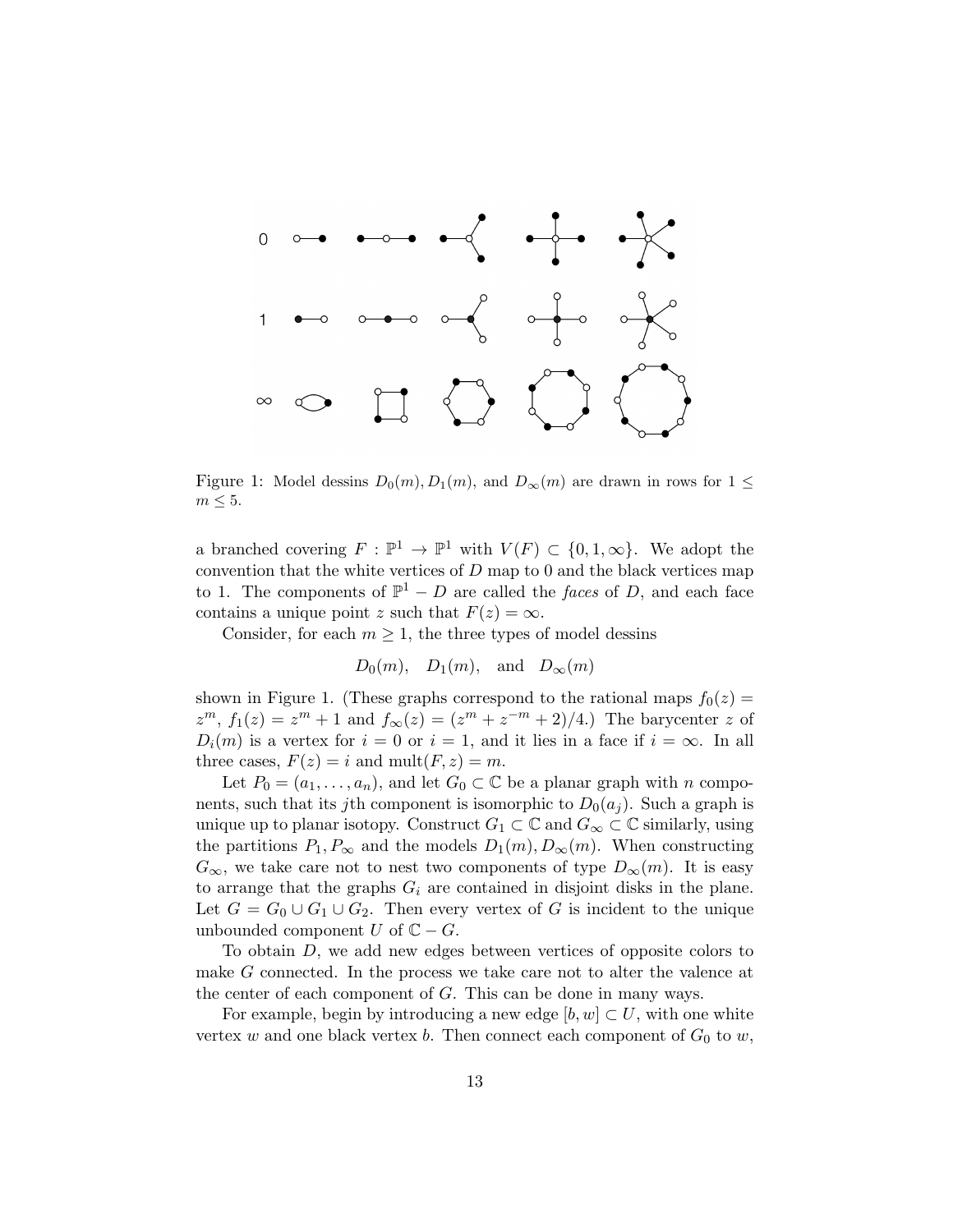Figure 1: Model dessins $D_0(m), D_1(m)$, and $D_\infty(m)$ are drawn in rows for $1 \leq m \leq 5$.

a branched covering $F : \mathbb{P}^1 \to \mathbb{P}^1$ with $V(F) \subset \{0, 1, \infty\}$. We adopt the convention that the white vertices of $D$ map to 0 and the black vertices map to 1. The components of $\mathbb{P}^1 - D$ are called the *faces* of $D$, and each face contains a unique point $z$ such that $F(z) = \infty$.

Consider, for each $m \geq 1$, the three types of model dessins

$$D_0(m), \quad D_1(m), \quad \text{and} \quad D_\infty(m)$$

shown in Figure 1. (These graphs correspond to the rational maps $f_0(z) = z^m$, $f_1(z) = z^m + 1$ and $f_\infty(z) = (z^m + z^{-m} + 2)/4$.) The barycenter $z$ of $D_i(m)$ is a vertex for $i = 0$ or $i = 1$, and it lies in a face if $i = \infty$. In all three cases, $F(z) = i$ and $\text{mult}(F, z) = m$.

Let $P_0 = (a_1, \ldots, a_n)$, and let $G_0 \subset \mathbb{C}$ be a planar graph with $n$ components, such that its $j$th component is isomorphic to $D_0(a_j)$. Such a graph is unique up to planar isotopy. Construct $G_1 \subset \mathbb{C}$ and $G_\infty \subset \mathbb{C}$ similarly, using the partitions $P_1, P_\infty$ and the models $D_1(m), D_\infty(m)$. When constructing $G_\infty$, we take care not to nest two components of type $D_\infty(m)$. It is easy to arrange that the graphs $G_i$ are contained in disjoint disks in the plane. Let $G = G_0 \cup G_1 \cup G_2$. Then every vertex of $G$ is incident to the unique unbounded component $U$ of $\mathbb{C} - G$.

To obtain $D$, we add new edges between vertices of opposite colors to make $G$ connected. In the process we take care not to alter the valence at the center of each component of $G$. This can be done in many ways.

For example, begin by introducing a new edge $[b, w] \subset U$, with one white vertex $w$ and one black vertex $b$. Then connect each component of $G_0$ to $w$,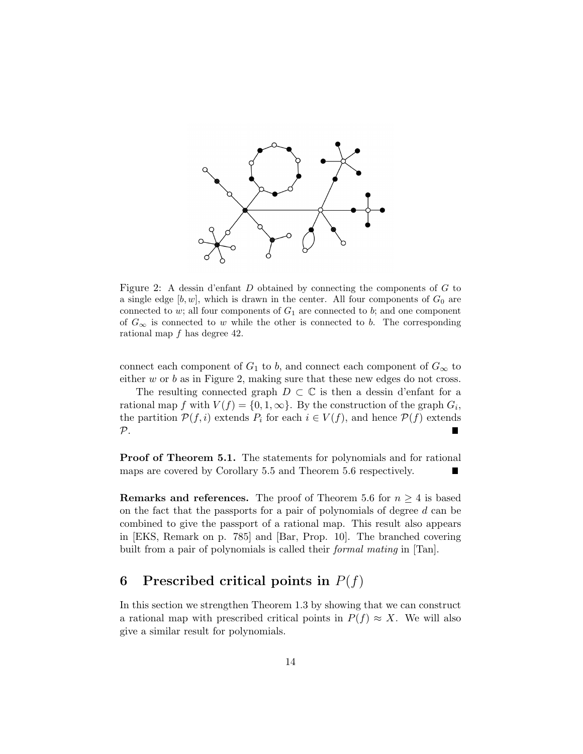Figure 2: A dessin d'enfant $D$ obtained by connecting the components of $G$ to a single edge $[b, w]$, which is drawn in the center. All four components of $G_0$ are connected to $w$; all four components of $G_1$ are connected to $b$; and one component of $G_\infty$ is connected to $w$ while the other is connected to $b$. The corresponding rational map $f$ has degree 42.

connect each component of $G_1$ to $b$, and connect each component of $G_\infty$ to either $w$ or $b$ as in Figure 2, making sure that these new edges do not cross.

The resulting connected graph $D \subset \mathbb{C}$ is then a dessin d'enfant for a rational map $f$ with $V(f) = \{0, 1, \infty\}$. By the construction of the graph $G_i$, the partition $\mathcal{P}(f, i)$ extends $P_i$ for each $i \in V(f)$, and hence $\mathcal{P}(f)$ extends $\mathcal{P}$. ∎

**Proof of Theorem 5.1.** The statements for polynomials and for rational maps are covered by Corollary 5.5 and Theorem 5.6 respectively. ∎

**Remarks and references.** The proof of Theorem 5.6 for $n \geq 4$ is based on the fact that the passports for a pair of polynomials of degree $d$ can be combined to give the passport of a rational map. This result also appears in [EKS, Remark on p. 785] and [Bar, Prop. 10]. The branched covering built from a pair of polynomials is called their *formal mating* in [Tan].

## 6 Prescribed critical points in $P(f)$

In this section we strengthen Theorem 1.3 by showing that we can construct a rational map with prescribed critical points in $P(f) \approx X$. We will also give a similar result for polynomials.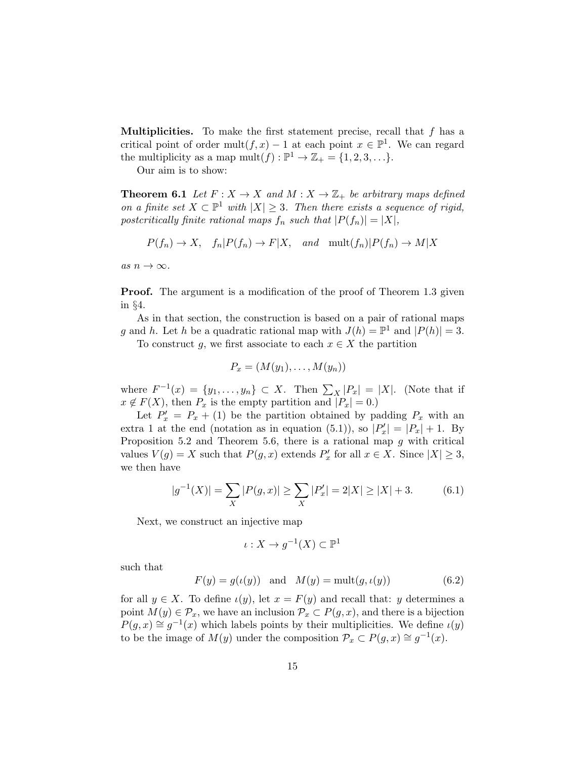**Multiplicities.** To make the first statement precise, recall that $f$ has a critical point of order $\text{mult}(f, x) - 1$ at each point $x \in \mathbb{P}^1$. We can regard the multiplicity as a map $\text{mult}(f) : \mathbb{P}^1 \to \mathbb{Z}_+ = \{1, 2, 3, \ldots\}$.

Our aim is to show:

**Theorem 6.1** *Let $F : X \to X$ and $M : X \to \mathbb{Z}_+$ be arbitrary maps defined on a finite set $X \subset \mathbb{P}^1$ with $|X| \geq 3$. Then there exists a sequence of rigid, postcritically finite rational maps $f_n$ such that $|P(f_n)| = |X|$,*

$$P(f_n) \to X, \quad f_n|P(f_n) \to F|X, \quad \textit{and} \quad \text{mult}(f_n)|P(f_n) \to M|X$$

*as $n \to \infty$.*

**Proof.** The argument is a modification of the proof of Theorem 1.3 given in §4.

As in that section, the construction is based on a pair of rational maps $g$ and $h$. Let $h$ be a quadratic rational map with $J(h) = \mathbb{P}^1$ and $|P(h)| = 3$.

To construct $g$, we first associate to each $x \in X$ the partition

$$P_x = (M(y_1), \ldots, M(y_n))$$

where $F^{-1}(x) = \{y_1, \ldots, y_n\} \subset X$. Then $\sum_X |P_x| = |X|$. (Note that if $x \notin F(X)$, then $P_x$ is the empty partition and $|P_x| = 0$.)

Let $P'_x = P_x + (1)$ be the partition obtained by padding $P_x$ with an extra 1 at the end (notation as in equation (5.1)), so $|P'_x| = |P_x| + 1$. By Proposition 5.2 and Theorem 5.6, there is a rational map $g$ with critical values $V(g) = X$ such that $P(g, x)$ extends $P'_x$ for all $x \in X$. Since $|X| \geq 3$, we then have

$$|g^{-1}(X)| = \sum_X |P(g, x)| \geq \sum_X |P'_x| = 2|X| \geq |X| + 3. \tag{6.1}$$

Next, we construct an injective map

$$\iota : X \to g^{-1}(X) \subset \mathbb{P}^1$$

such that

$$F(y) = g(\iota(y)) \quad \text{and} \quad M(y) = \text{mult}(g, \iota(y)) \tag{6.2}$$

for all $y \in X$. To define $\iota(y)$, let $x = F(y)$ and recall that: $y$ determines a point $M(y) \in \mathcal{P}_x$, we have an inclusion $\mathcal{P}_x \subset P(g, x)$, and there is a bijection $P(g, x) \cong g^{-1}(x)$ which labels points by their multiplicities. We define $\iota(y)$ to be the image of $M(y)$ under the composition $\mathcal{P}_x \subset P(g, x) \cong g^{-1}(x)$.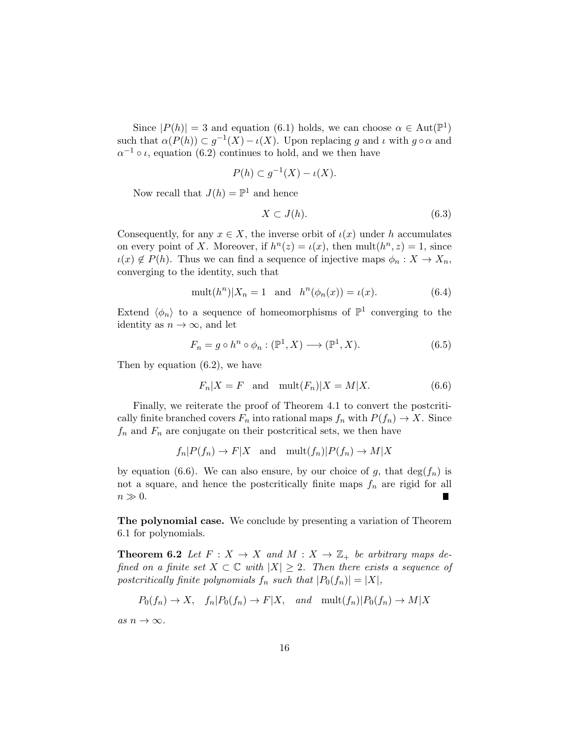Since $|P(h)| = 3$ and equation (6.1) holds, we can choose $\alpha \in \mathrm{Aut}(\mathbb{P}^1)$ such that $\alpha(P(h)) \subset g^{-1}(X) - \iota(X)$. Upon replacing $g$ and $\iota$ with $g \circ \alpha$ and $\alpha^{-1} \circ \iota$, equation (6.2) continues to hold, and we then have

$$P(h) \subset g^{-1}(X) - \iota(X).$$

Now recall that $J(h) = \mathbb{P}^1$ and hence

$$X \subset J(h). \tag{6.3}$$

Consequently, for any $x \in X$, the inverse orbit of $\iota(x)$ under $h$ accumulates on every point of $X$. Moreover, if $h^n(z) = \iota(x)$, then $\mathrm{mult}(h^n, z) = 1$, since $\iota(x) \notin P(h)$. Thus we can find a sequence of injective maps $\phi_n : X \to X_n$, converging to the identity, such that

$$\mathrm{mult}(h^n)|X_n = 1 \quad \text{and} \quad h^n(\phi_n(x)) = \iota(x). \tag{6.4}$$

Extend $\langle \phi_n \rangle$ to a sequence of homeomorphisms of $\mathbb{P}^1$ converging to the identity as $n \to \infty$, and let

$$F_n = g \circ h^n \circ \phi_n : (\mathbb{P}^1, X) \longrightarrow (\mathbb{P}^1, X). \tag{6.5}$$

Then by equation (6.2), we have

$$F_n|X = F \quad \text{and} \quad \mathrm{mult}(F_n)|X = M|X. \tag{6.6}$$

Finally, we reiterate the proof of Theorem 4.1 to convert the postcritically finite branched covers $F_n$ into rational maps $f_n$ with $P(f_n) \to X$. Since $f_n$ and $F_n$ are conjugate on their postcritical sets, we then have

$$f_n|P(f_n) \to F|X \quad \text{and} \quad \mathrm{mult}(f_n)|P(f_n) \to M|X$$

by equation (6.6). We can also ensure, by our choice of $g$, that $\deg(f_n)$ is not a square, and hence the postcritically finite maps $f_n$ are rigid for all $n \gg 0$. ■

**The polynomial case.** We conclude by presenting a variation of Theorem 6.1 for polynomials.

**Theorem 6.2** *Let $F : X \to X$ and $M : X \to \mathbb{Z}_+$ be arbitrary maps defined on a finite set $X \subset \mathbb{C}$ with $|X| \geq 2$. Then there exists a sequence of postcritically finite polynomials $f_n$ such that $|P_0(f_n)| = |X|$,*

$$P_0(f_n) \to X, \quad f_n|P_0(f_n) \to F|X, \quad \textit{and} \quad \mathrm{mult}(f_n)|P_0(f_n) \to M|X$$

*as $n \to \infty$.*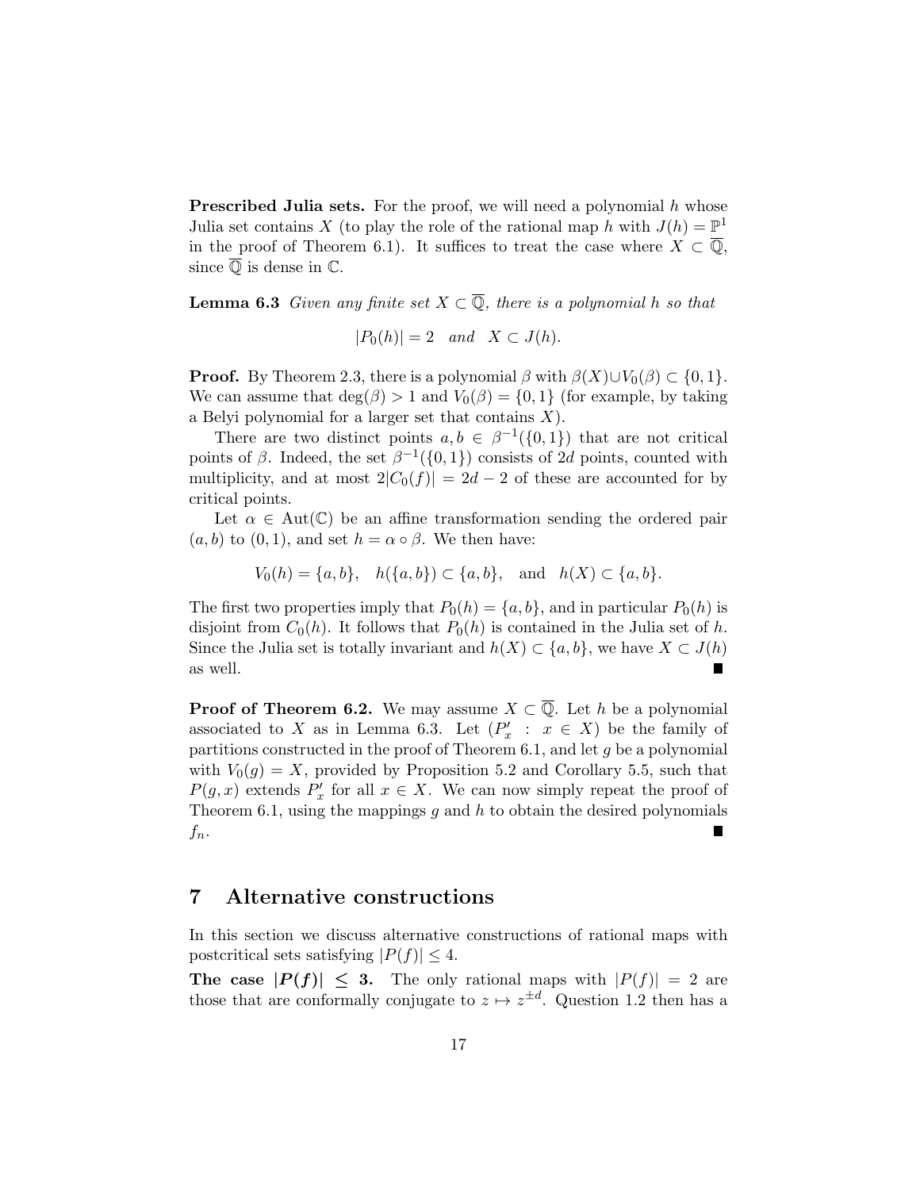**Prescribed Julia sets.** For the proof, we will need a polynomial $h$ whose Julia set contains $X$ (to play the role of the rational map $h$ with $J(h) = \mathbb{P}^1$ in the proof of Theorem 6.1). It suffices to treat the case where $X \subset \overline{\mathbb{Q}}$, since $\overline{\mathbb{Q}}$ is dense in $\mathbb{C}$.

**Lemma 6.3** *Given any finite set $X \subset \overline{\mathbb{Q}}$, there is a polynomial $h$ so that*

$$|P_0(h)| = 2 \quad \text{and} \quad X \subset J(h).$$

**Proof.** By Theorem 2.3, there is a polynomial $\beta$ with $\beta(X) \cup V_0(\beta) \subset \{0,1\}$. We can assume that $\deg(\beta) > 1$ and $V_0(\beta) = \{0,1\}$ (for example, by taking a Belyi polynomial for a larger set that contains $X$).

There are two distinct points $a, b \in \beta^{-1}(\{0,1\})$ that are not critical points of $\beta$. Indeed, the set $\beta^{-1}(\{0,1\})$ consists of $2d$ points, counted with multiplicity, and at most $2|C_0(f)| = 2d-2$ of these are accounted for by critical points.

Let $\alpha \in \mathrm{Aut}(\mathbb{C})$ be an affine transformation sending the ordered pair $(a,b)$ to $(0,1)$, and set $h = \alpha \circ \beta$. We then have:

$$V_0(h) = \{a,b\}, \quad h(\{a,b\}) \subset \{a,b\}, \quad \text{and} \quad h(X) \subset \{a,b\}.$$

The first two properties imply that $P_0(h) = \{a,b\}$, and in particular $P_0(h)$ is disjoint from $C_0(h)$. It follows that $P_0(h)$ is contained in the Julia set of $h$. Since the Julia set is totally invariant and $h(X) \subset \{a,b\}$, we have $X \subset J(h)$ as well. ∎

**Proof of Theorem 6.2.** We may assume $X \subset \overline{\mathbb{Q}}$. Let $h$ be a polynomial associated to $X$ as in Lemma 6.3. Let $(P'_x \; : \; x \in X)$ be the family of partitions constructed in the proof of Theorem 6.1, and let $g$ be a polynomial with $V_0(g) = X$, provided by Proposition 5.2 and Corollary 5.5, such that $P(g,x)$ extends $P'_x$ for all $x \in X$. We can now simply repeat the proof of Theorem 6.1, using the mappings $g$ and $h$ to obtain the desired polynomials $f_n$. ∎

## 7 Alternative constructions

In this section we discuss alternative constructions of rational maps with postcritical sets satisfying $|P(f)| \leq 4$.

**The case $|P(f)| \leq 3$.** The only rational maps with $|P(f)| = 2$ are those that are conformally conjugate to $z \mapsto z^{\pm d}$. Question 1.2 then has a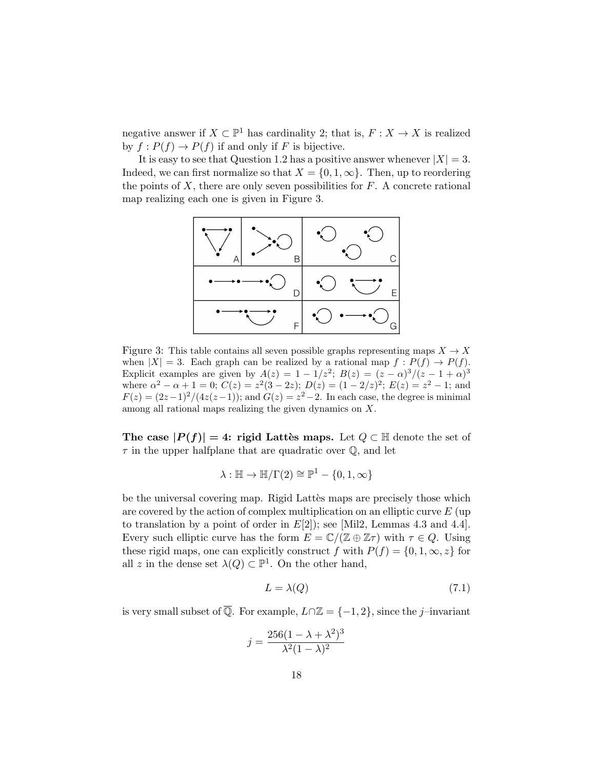negative answer if $X \subset \mathbb{P}^1$ has cardinality 2; that is, $F : X \to X$ is realized by $f : P(f) \to P(f)$ if and only if $F$ is bijective.

It is easy to see that Question 1.2 has a positive answer whenever $|X| = 3$. Indeed, we can first normalize so that $X = \{0, 1, \infty\}$. Then, up to reordering the points of $X$, there are only seven possibilities for $F$. A concrete rational map realizing each one is given in Figure 3.

Figure 3: This table contains all seven possible graphs representing maps $X \to X$ when $|X| = 3$. Each graph can be realized by a rational map $f : P(f) \to P(f)$. Explicit examples are given by $A(z) = 1 - 1/z^2$; $B(z) = (z - \alpha)^3/(z - 1 + \alpha)^3$ where $\alpha^2 - \alpha + 1 = 0$; $C(z) = z^2(3 - 2z)$; $D(z) = (1 - 2/z)^2$; $E(z) = z^2 - 1$; and $F(z) = (2z-1)^2/(4z(z-1))$; and $G(z) = z^2 - 2$. In each case, the degree is minimal among all rational maps realizing the given dynamics on $X$.

**The case $|P(f)| = 4$: rigid Lattès maps.** Let $Q \subset \mathbb{H}$ denote the set of $\tau$ in the upper halfplane that are quadratic over $\mathbb{Q}$, and let

$$\lambda : \mathbb{H} \to \mathbb{H}/\Gamma(2) \cong \mathbb{P}^1 - \{0, 1, \infty\}$$

be the universal covering map. Rigid Lattès maps are precisely those which are covered by the action of complex multiplication on an elliptic curve $E$ (up to translation by a point of order in $E[2]$); see [Mil2, Lemmas 4.3 and 4.4]. Every such elliptic curve has the form $E = \mathbb{C}/(\mathbb{Z} \oplus \mathbb{Z}\tau)$ with $\tau \in Q$. Using these rigid maps, one can explicitly construct $f$ with $P(f) = \{0, 1, \infty, z\}$ for all $z$ in the dense set $\lambda(Q) \subset \mathbb{P}^1$. On the other hand,

$$L = \lambda(Q) \tag{7.1}$$

is very small subset of $\overline{\mathbb{Q}}$. For example, $L \cap \mathbb{Z} = \{-1, 2\}$, since the $j$–invariant

$$j = \frac{256(1 - \lambda + \lambda^2)^3}{\lambda^2(1 - \lambda)^2}$$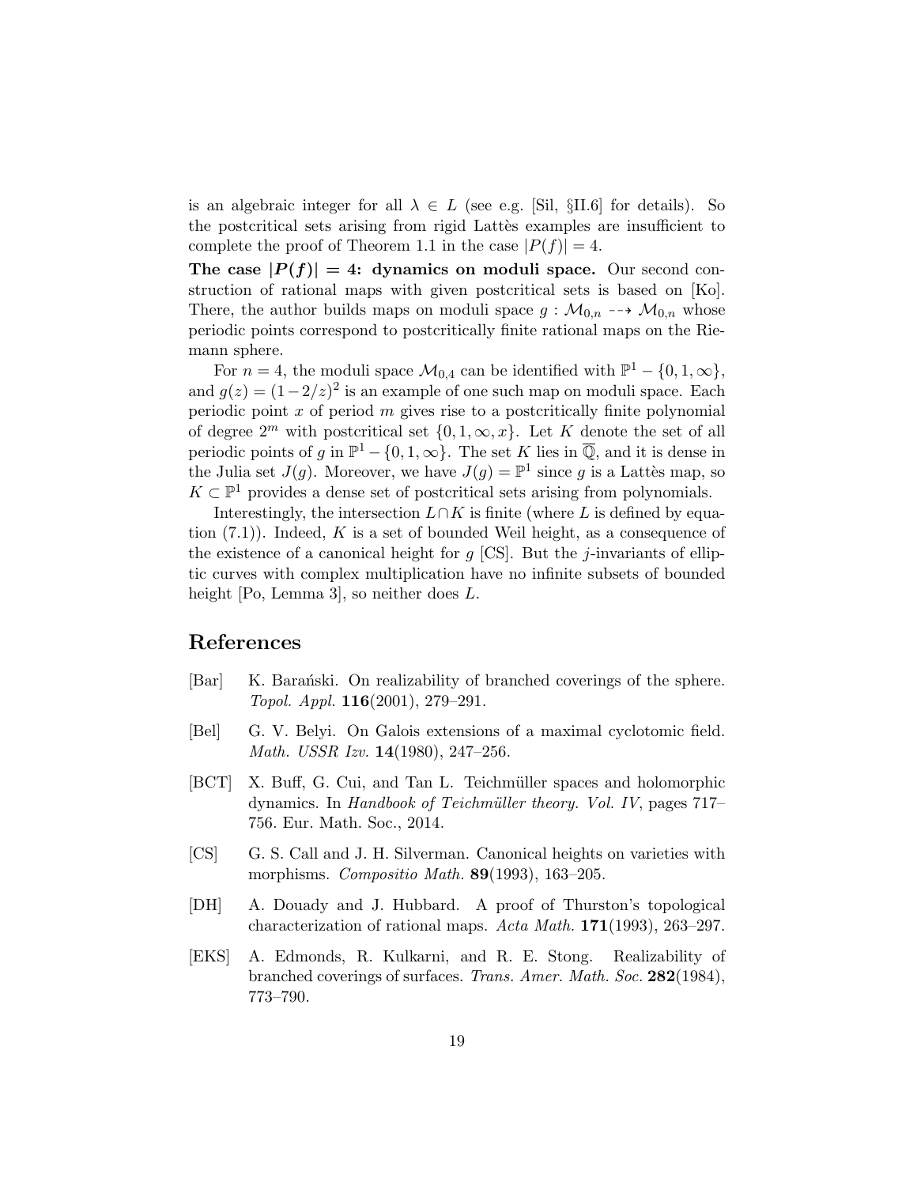is an algebraic integer for all $\lambda \in L$ (see e.g. [Sil, §II.6] for details). So the postcritical sets arising from rigid Lattès examples are insufficient to complete the proof of Theorem 1.1 in the case $|P(f)| = 4$.

**The case $|P(f)| = 4$: dynamics on moduli space.** Our second construction of rational maps with given postcritical sets is based on [Ko]. There, the author builds maps on moduli space $g : \mathcal{M}_{0,n} \dashrightarrow \mathcal{M}_{0,n}$ whose periodic points correspond to postcritically finite rational maps on the Riemann sphere.

For $n = 4$, the moduli space $\mathcal{M}_{0,4}$ can be identified with $\mathbb{P}^1 - \{0, 1, \infty\}$, and $g(z) = (1-2/z)^2$ is an example of one such map on moduli space. Each periodic point $x$ of period $m$ gives rise to a postcritically finite polynomial of degree $2^m$ with postcritical set $\{0, 1, \infty, x\}$. Let $K$ denote the set of all periodic points of $g$ in $\mathbb{P}^1 - \{0, 1, \infty\}$. The set $K$ lies in $\overline{\mathbb{Q}}$, and it is dense in the Julia set $J(g)$. Moreover, we have $J(g) = \mathbb{P}^1$ since $g$ is a Lattès map, so $K \subset \mathbb{P}^1$ provides a dense set of postcritical sets arising from polynomials.

Interestingly, the intersection $L \cap K$ is finite (where $L$ is defined by equation (7.1)). Indeed, $K$ is a set of bounded Weil height, as a consequence of the existence of a canonical height for $g$ [CS]. But the $j$-invariants of elliptic curves with complex multiplication have no infinite subsets of bounded height [Po, Lemma 3], so neither does $L$.

# References

[Bar] K. Barański. On realizability of branched coverings of the sphere. *Topol. Appl.* **116**(2001), 279–291.

[Bel] G. V. Belyi. On Galois extensions of a maximal cyclotomic field. *Math. USSR Izv.* **14**(1980), 247–256.

[BCT] X. Buff, G. Cui, and Tan L. Teichmüller spaces and holomorphic dynamics. In *Handbook of Teichmüller theory. Vol. IV*, pages 717–756. Eur. Math. Soc., 2014.

[CS] G. S. Call and J. H. Silverman. Canonical heights on varieties with morphisms. *Compositio Math.* **89**(1993), 163–205.

[DH] A. Douady and J. Hubbard. A proof of Thurston's topological characterization of rational maps. *Acta Math.* **171**(1993), 263–297.

[EKS] A. Edmonds, R. Kulkarni, and R. E. Stong. Realizability of branched coverings of surfaces. *Trans. Amer. Math. Soc.* **282**(1984), 773–790.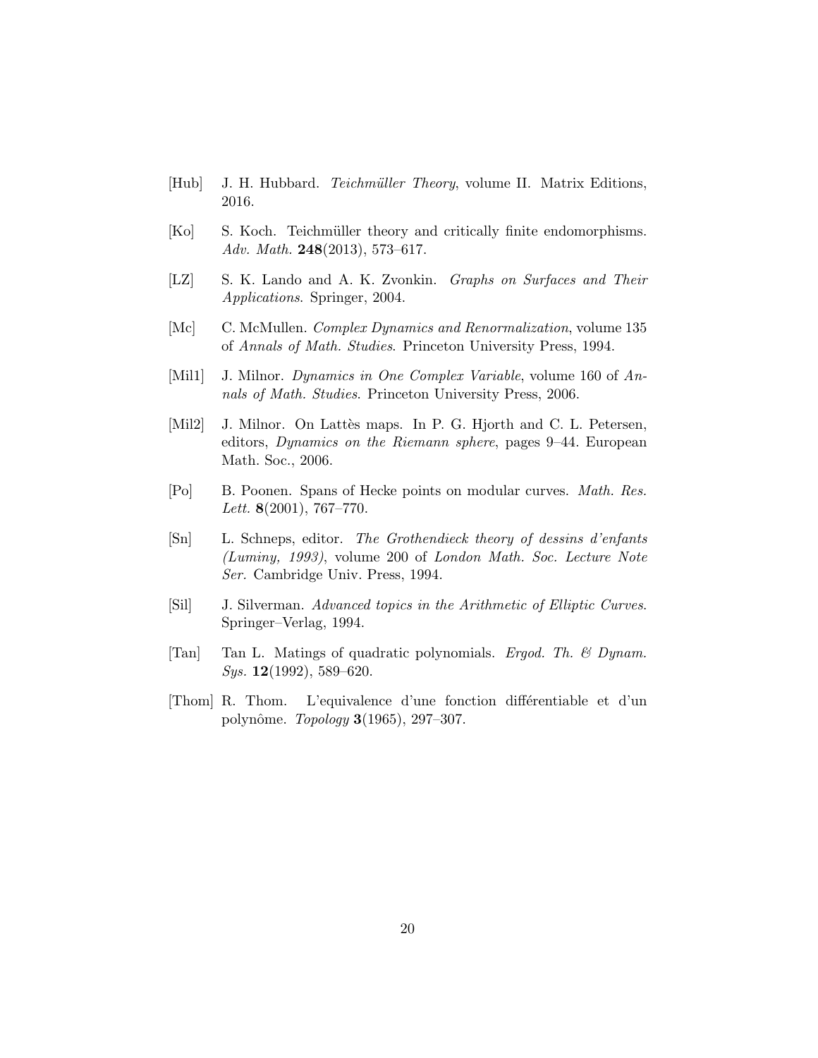[Hub] J. H. Hubbard. *Teichmüller Theory*, volume II. Matrix Editions, 2016.

[Ko] S. Koch. Teichmüller theory and critically finite endomorphisms. *Adv. Math.* **248**(2013), 573–617.

[LZ] S. K. Lando and A. K. Zvonkin. *Graphs on Surfaces and Their Applications*. Springer, 2004.

[Mc] C. McMullen. *Complex Dynamics and Renormalization*, volume 135 of *Annals of Math. Studies*. Princeton University Press, 1994.

[Mil1] J. Milnor. *Dynamics in One Complex Variable*, volume 160 of *Annals of Math. Studies*. Princeton University Press, 2006.

[Mil2] J. Milnor. On Lattès maps. In P. G. Hjorth and C. L. Petersen, editors, *Dynamics on the Riemann sphere*, pages 9–44. European Math. Soc., 2006.

[Po] B. Poonen. Spans of Hecke points on modular curves. *Math. Res. Lett.* **8**(2001), 767–770.

[Sn] L. Schneps, editor. *The Grothendieck theory of dessins d'enfants (Luminy, 1993)*, volume 200 of *London Math. Soc. Lecture Note Ser.* Cambridge Univ. Press, 1994.

[Sil] J. Silverman. *Advanced topics in the Arithmetic of Elliptic Curves*. Springer–Verlag, 1994.

[Tan] Tan L. Matings of quadratic polynomials. *Ergod. Th. & Dynam. Sys.* **12**(1992), 589–620.

[Thom] R. Thom. L'equivalence d'une fonction différentiable et d'un polynôme. *Topology* **3**(1965), 297–307.